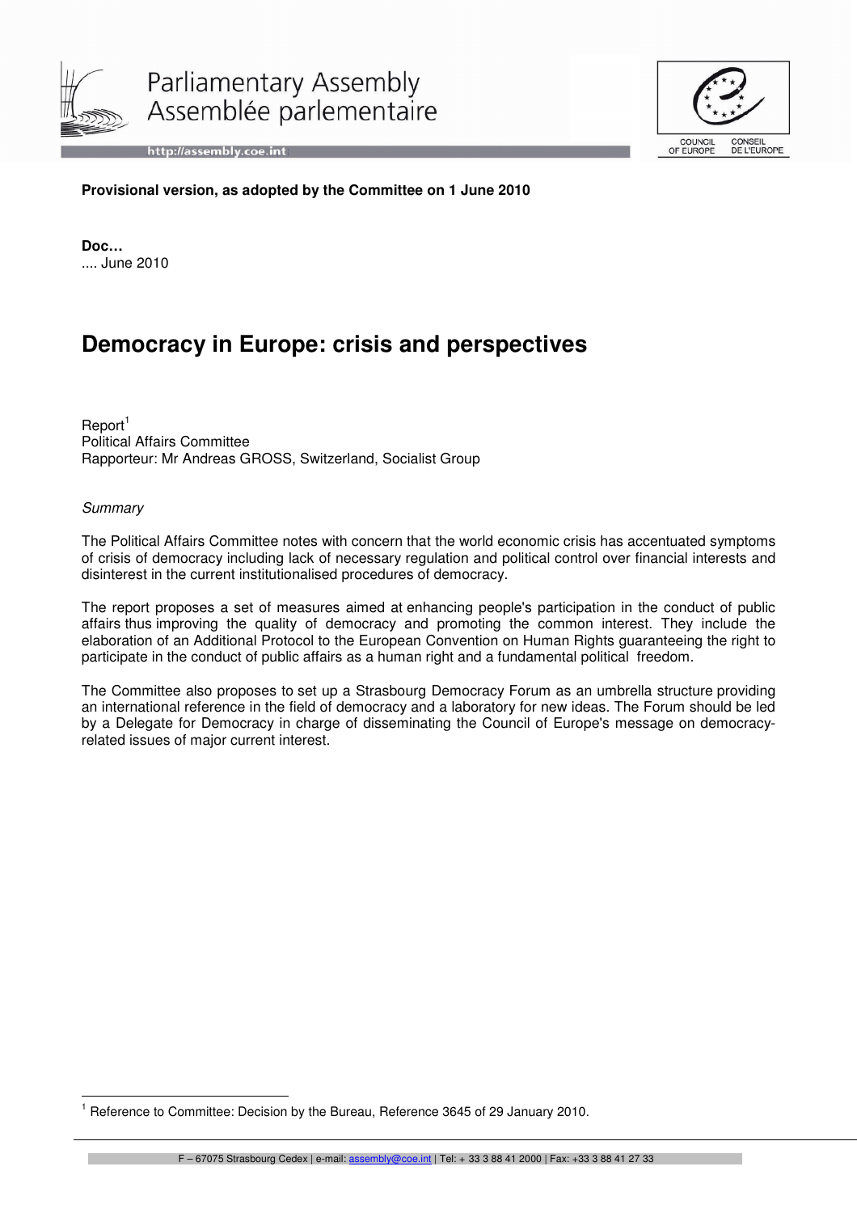Parliamentary Assembly
Assemblée parlementaire

http://assembly.coe.int

COUNCIL OF EUROPE CONSEIL DE L'EUROPE

**Provisional version, as adopted by the Committee on 1 June 2010**

**Doc…**
.... June 2010

# Democracy in Europe: crisis and perspectives

Report[1]
Political Affairs Committee
Rapporteur: Mr Andreas GROSS, Switzerland, Socialist Group

*Summary*

The Political Affairs Committee notes with concern that the world economic crisis has accentuated symptoms of crisis of democracy including lack of necessary regulation and political control over financial interests and disinterest in the current institutionalised procedures of democracy.

The report proposes a set of measures aimed at enhancing people's participation in the conduct of public affairs thus improving the quality of democracy and promoting the common interest. They include the elaboration of an Additional Protocol to the European Convention on Human Rights guaranteeing the right to participate in the conduct of public affairs as a human right and a fundamental political freedom.

The Committee also proposes to set up a Strasbourg Democracy Forum as an umbrella structure providing an international reference in the field of democracy and a laboratory for new ideas. The Forum should be led by a Delegate for Democracy in charge of disseminating the Council of Europe's message on democracy-related issues of major current interest.

[1] Reference to Committee: Decision by the Bureau, Reference 3645 of 29 January 2010.

F – 67075 Strasbourg Cedex | e-mail: assembly@coe.int | Tel: + 33 3 88 41 2000 | Fax: +33 3 88 41 27 33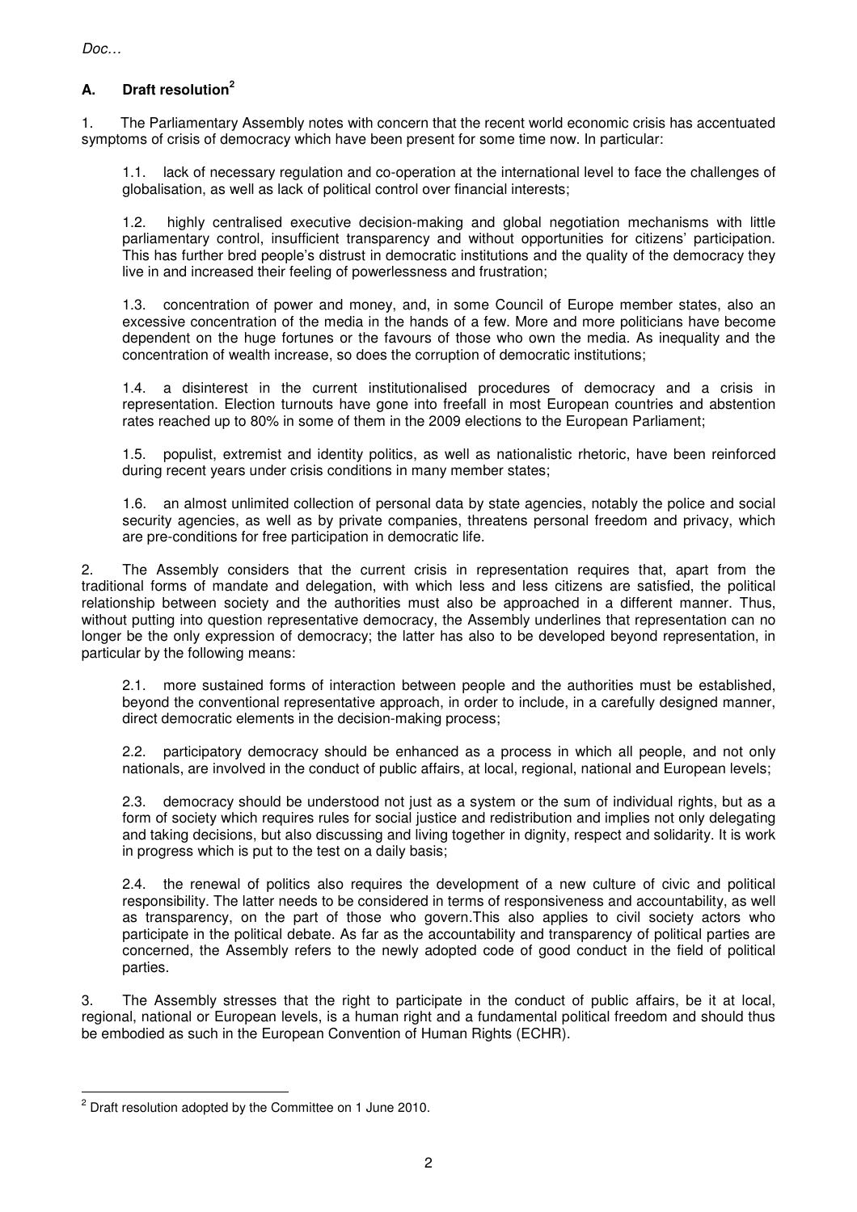*Doc…*

### A. Draft resolution[2]

1. The Parliamentary Assembly notes with concern that the recent world economic crisis has accentuated symptoms of crisis of democracy which have been present for some time now. In particular:

 1.1. lack of necessary regulation and co-operation at the international level to face the challenges of globalisation, as well as lack of political control over financial interests;

 1.2. highly centralised executive decision-making and global negotiation mechanisms with little parliamentary control, insufficient transparency and without opportunities for citizens' participation. This has further bred people's distrust in democratic institutions and the quality of the democracy they live in and increased their feeling of powerlessness and frustration;

 1.3. concentration of power and money, and, in some Council of Europe member states, also an excessive concentration of the media in the hands of a few. More and more politicians have become dependent on the huge fortunes or the favours of those who own the media. As inequality and the concentration of wealth increase, so does the corruption of democratic institutions;

 1.4. a disinterest in the current institutionalised procedures of democracy and a crisis in representation. Election turnouts have gone into freefall in most European countries and abstention rates reached up to 80% in some of them in the 2009 elections to the European Parliament;

 1.5. populist, extremist and identity politics, as well as nationalistic rhetoric, have been reinforced during recent years under crisis conditions in many member states;

 1.6. an almost unlimited collection of personal data by state agencies, notably the police and social security agencies, as well as by private companies, threatens personal freedom and privacy, which are pre-conditions for free participation in democratic life.

2. The Assembly considers that the current crisis in representation requires that, apart from the traditional forms of mandate and delegation, with which less and less citizens are satisfied, the political relationship between society and the authorities must also be approached in a different manner. Thus, without putting into question representative democracy, the Assembly underlines that representation can no longer be the only expression of democracy; the latter has also to be developed beyond representation, in particular by the following means:

 2.1. more sustained forms of interaction between people and the authorities must be established, beyond the conventional representative approach, in order to include, in a carefully designed manner, direct democratic elements in the decision-making process;

 2.2. participatory democracy should be enhanced as a process in which all people, and not only nationals, are involved in the conduct of public affairs, at local, regional, national and European levels;

 2.3. democracy should be understood not just as a system or the sum of individual rights, but as a form of society which requires rules for social justice and redistribution and implies not only delegating and taking decisions, but also discussing and living together in dignity, respect and solidarity. It is work in progress which is put to the test on a daily basis;

 2.4. the renewal of politics also requires the development of a new culture of civic and political responsibility. The latter needs to be considered in terms of responsiveness and accountability, as well as transparency, on the part of those who govern.This also applies to civil society actors who participate in the political debate. As far as the accountability and transparency of political parties are concerned, the Assembly refers to the newly adopted code of good conduct in the field of political parties.

3. The Assembly stresses that the right to participate in the conduct of public affairs, be it at local, regional, national or European levels, is a human right and a fundamental political freedom and should thus be embodied as such in the European Convention of Human Rights (ECHR).

---

[2] Draft resolution adopted by the Committee on 1 June 2010.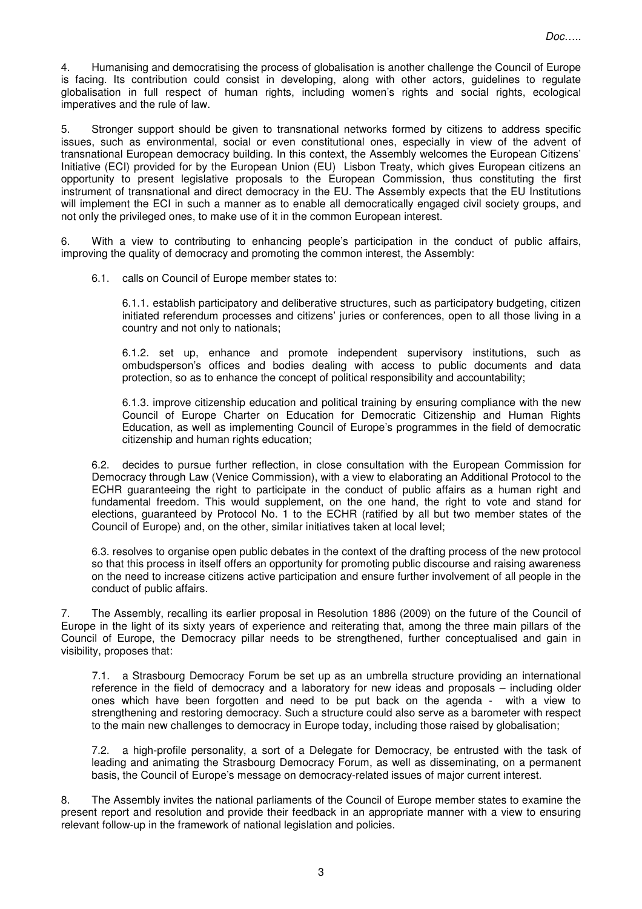4. Humanising and democratising the process of globalisation is another challenge the Council of Europe is facing. Its contribution could consist in developing, along with other actors, guidelines to regulate globalisation in full respect of human rights, including women's rights and social rights, ecological imperatives and the rule of law.

5. Stronger support should be given to transnational networks formed by citizens to address specific issues, such as environmental, social or even constitutional ones, especially in view of the advent of transnational European democracy building. In this context, the Assembly welcomes the European Citizens' Initiative (ECI) provided for by the European Union (EU) Lisbon Treaty, which gives European citizens an opportunity to present legislative proposals to the European Commission, thus constituting the first instrument of transnational and direct democracy in the EU. The Assembly expects that the EU Institutions will implement the ECI in such a manner as to enable all democratically engaged civil society groups, and not only the privileged ones, to make use of it in the common European interest.

6. With a view to contributing to enhancing people's participation in the conduct of public affairs, improving the quality of democracy and promoting the common interest, the Assembly:

6.1. calls on Council of Europe member states to:

6.1.1. establish participatory and deliberative structures, such as participatory budgeting, citizen initiated referendum processes and citizens' juries or conferences, open to all those living in a country and not only to nationals;

6.1.2. set up, enhance and promote independent supervisory institutions, such as ombudsperson's offices and bodies dealing with access to public documents and data protection, so as to enhance the concept of political responsibility and accountability;

6.1.3. improve citizenship education and political training by ensuring compliance with the new Council of Europe Charter on Education for Democratic Citizenship and Human Rights Education, as well as implementing Council of Europe's programmes in the field of democratic citizenship and human rights education;

6.2. decides to pursue further reflection, in close consultation with the European Commission for Democracy through Law (Venice Commission), with a view to elaborating an Additional Protocol to the ECHR guaranteeing the right to participate in the conduct of public affairs as a human right and fundamental freedom. This would supplement, on the one hand, the right to vote and stand for elections, guaranteed by Protocol No. 1 to the ECHR (ratified by all but two member states of the Council of Europe) and, on the other, similar initiatives taken at local level;

6.3. resolves to organise open public debates in the context of the drafting process of the new protocol so that this process in itself offers an opportunity for promoting public discourse and raising awareness on the need to increase citizens active participation and ensure further involvement of all people in the conduct of public affairs.

7. The Assembly, recalling its earlier proposal in Resolution 1886 (2009) on the future of the Council of Europe in the light of its sixty years of experience and reiterating that, among the three main pillars of the Council of Europe, the Democracy pillar needs to be strengthened, further conceptualised and gain in visibility, proposes that:

7.1. a Strasbourg Democracy Forum be set up as an umbrella structure providing an international reference in the field of democracy and a laboratory for new ideas and proposals – including older ones which have been forgotten and need to be put back on the agenda - with a view to strengthening and restoring democracy. Such a structure could also serve as a barometer with respect to the main new challenges to democracy in Europe today, including those raised by globalisation;

7.2. a high-profile personality, a sort of a Delegate for Democracy, be entrusted with the task of leading and animating the Strasbourg Democracy Forum, as well as disseminating, on a permanent basis, the Council of Europe's message on democracy-related issues of major current interest.

8. The Assembly invites the national parliaments of the Council of Europe member states to examine the present report and resolution and provide their feedback in an appropriate manner with a view to ensuring relevant follow-up in the framework of national legislation and policies.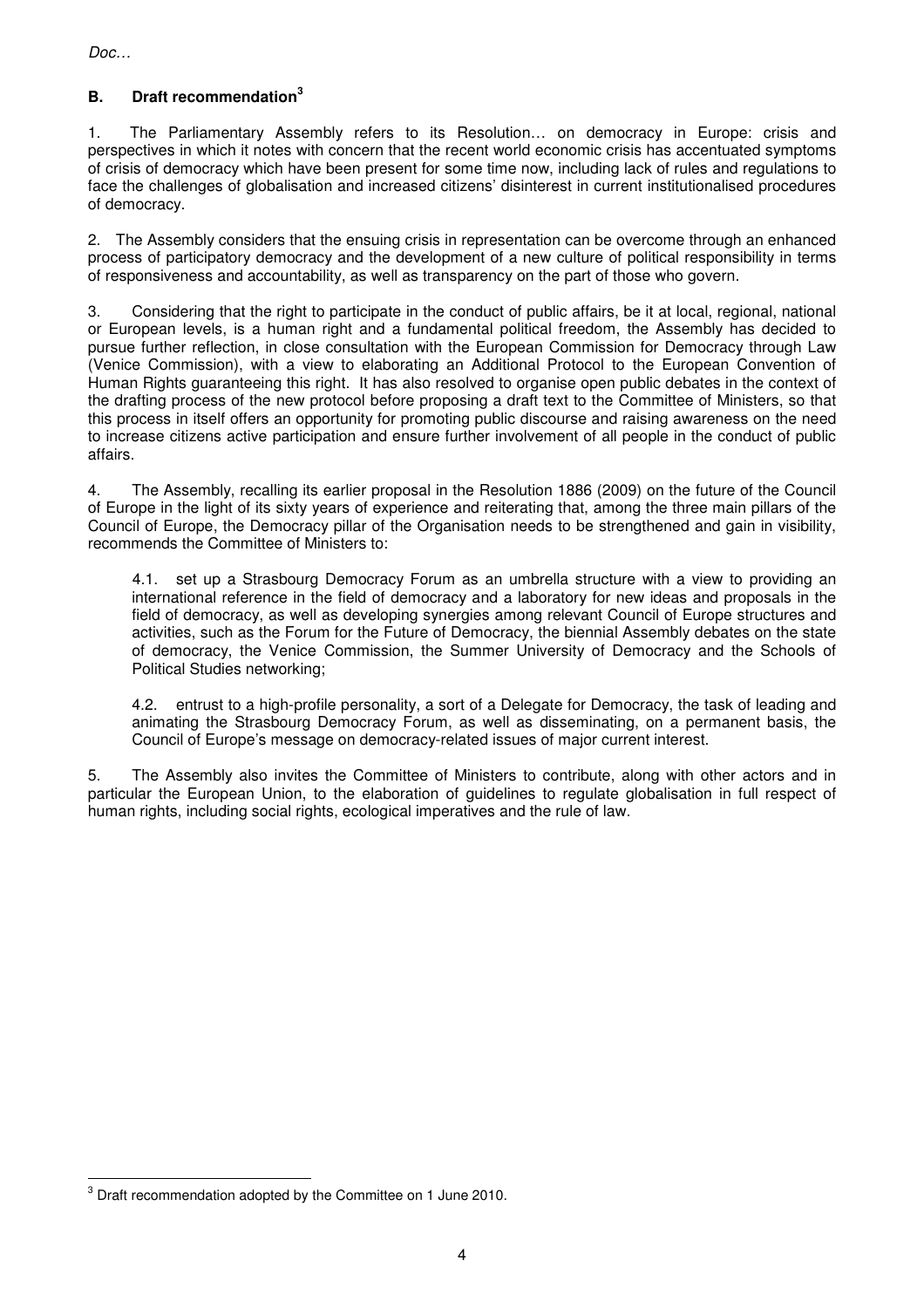*Doc…*

## B. Draft recommendation[3]

1. The Parliamentary Assembly refers to its Resolution… on democracy in Europe: crisis and perspectives in which it notes with concern that the recent world economic crisis has accentuated symptoms of crisis of democracy which have been present for some time now, including lack of rules and regulations to face the challenges of globalisation and increased citizens' disinterest in current institutionalised procedures of democracy.

2. The Assembly considers that the ensuing crisis in representation can be overcome through an enhanced process of participatory democracy and the development of a new culture of political responsibility in terms of responsiveness and accountability, as well as transparency on the part of those who govern.

3. Considering that the right to participate in the conduct of public affairs, be it at local, regional, national or European levels, is a human right and a fundamental political freedom, the Assembly has decided to pursue further reflection, in close consultation with the European Commission for Democracy through Law (Venice Commission), with a view to elaborating an Additional Protocol to the European Convention of Human Rights guaranteeing this right. It has also resolved to organise open public debates in the context of the drafting process of the new protocol before proposing a draft text to the Committee of Ministers, so that this process in itself offers an opportunity for promoting public discourse and raising awareness on the need to increase citizens active participation and ensure further involvement of all people in the conduct of public affairs.

4. The Assembly, recalling its earlier proposal in the Resolution 1886 (2009) on the future of the Council of Europe in the light of its sixty years of experience and reiterating that, among the three main pillars of the Council of Europe, the Democracy pillar of the Organisation needs to be strengthened and gain in visibility, recommends the Committee of Ministers to:

4.1. set up a Strasbourg Democracy Forum as an umbrella structure with a view to providing an international reference in the field of democracy and a laboratory for new ideas and proposals in the field of democracy, as well as developing synergies among relevant Council of Europe structures and activities, such as the Forum for the Future of Democracy, the biennial Assembly debates on the state of democracy, the Venice Commission, the Summer University of Democracy and the Schools of Political Studies networking;

4.2. entrust to a high-profile personality, a sort of a Delegate for Democracy, the task of leading and animating the Strasbourg Democracy Forum, as well as disseminating, on a permanent basis, the Council of Europe's message on democracy-related issues of major current interest.

5. The Assembly also invites the Committee of Ministers to contribute, along with other actors and in particular the European Union, to the elaboration of guidelines to regulate globalisation in full respect of human rights, including social rights, ecological imperatives and the rule of law.

---

[3] Draft recommendation adopted by the Committee on 1 June 2010.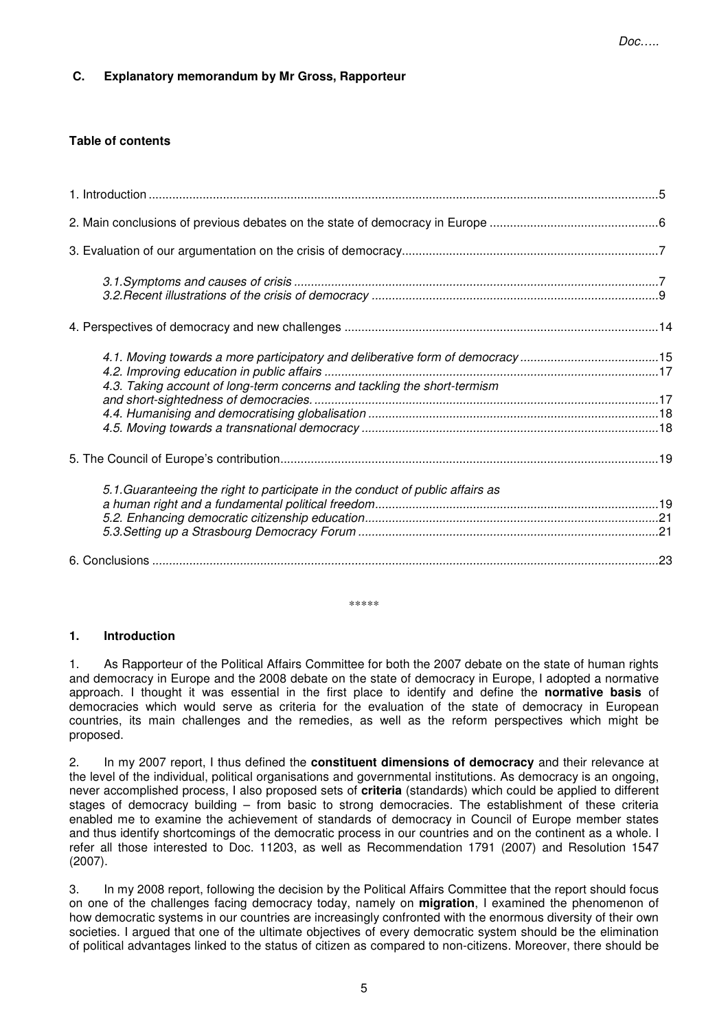## C. Explanatory memorandum by Mr Gross, Rapporteur

**Table of contents**

1. Introduction .....5

2. Main conclusions of previous debates on the state of democracy in Europe .....6

3. Evaluation of our argumentation on the crisis of democracy.....7

   *3.1.Symptoms and causes of crisis .....7*
   *3.2.Recent illustrations of the crisis of democracy .....9*

4. Perspectives of democracy and new challenges .....14

   *4.1. Moving towards a more participatory and deliberative form of democracy .....15*
   *4.2. Improving education in public affairs .....17*
   *4.3. Taking account of long-term concerns and tackling the short-termism and short-sightedness of democracies. .....17*
   *4.4. Humanising and democratising globalisation .....18*
   *4.5. Moving towards a transnational democracy .....18*

5. The Council of Europe's contribution.....19

   *5.1.Guaranteeing the right to participate in the conduct of public affairs as a human right and a fundamental political freedom.....19*
   *5.2. Enhancing democratic citizenship education.....21*
   *5.3.Setting up a Strasbourg Democracy Forum .....21*

6. Conclusions .....23

\*\*\*\*\*

### 1. Introduction

1. As Rapporteur of the Political Affairs Committee for both the 2007 debate on the state of human rights and democracy in Europe and the 2008 debate on the state of democracy in Europe, I adopted a normative approach. I thought it was essential in the first place to identify and define the **normative basis** of democracies which would serve as criteria for the evaluation of the state of democracy in European countries, its main challenges and the remedies, as well as the reform perspectives which might be proposed.

2. In my 2007 report, I thus defined the **constituent dimensions of democracy** and their relevance at the level of the individual, political organisations and governmental institutions. As democracy is an ongoing, never accomplished process, I also proposed sets of **criteria** (standards) which could be applied to different stages of democracy building – from basic to strong democracies. The establishment of these criteria enabled me to examine the achievement of standards of democracy in Council of Europe member states and thus identify shortcomings of the democratic process in our countries and on the continent as a whole. I refer all those interested to Doc. 11203, as well as Recommendation 1791 (2007) and Resolution 1547 (2007).

3. In my 2008 report, following the decision by the Political Affairs Committee that the report should focus on one of the challenges facing democracy today, namely on **migration**, I examined the phenomenon of how democratic systems in our countries are increasingly confronted with the enormous diversity of their own societies. I argued that one of the ultimate objectives of every democratic system should be the elimination of political advantages linked to the status of citizen as compared to non-citizens. Moreover, there should be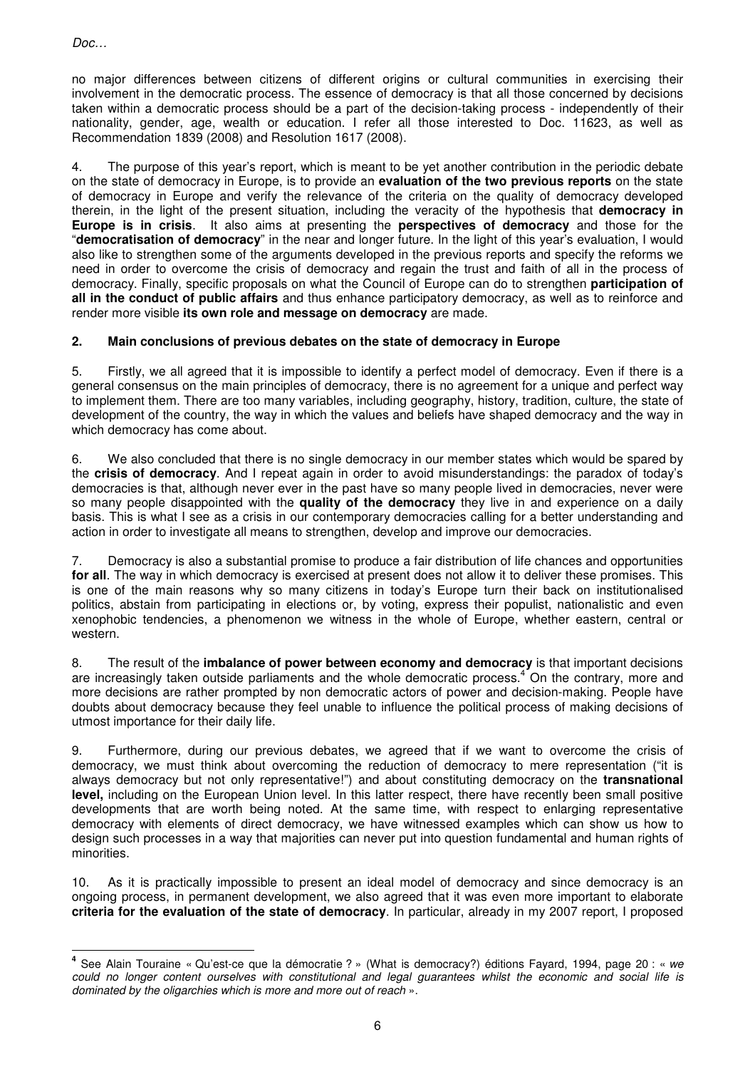no major differences between citizens of different origins or cultural communities in exercising their involvement in the democratic process. The essence of democracy is that all those concerned by decisions taken within a democratic process should be a part of the decision-taking process - independently of their nationality, gender, age, wealth or education. I refer all those interested to Doc. 11623, as well as Recommendation 1839 (2008) and Resolution 1617 (2008).

4. The purpose of this year's report, which is meant to be yet another contribution in the periodic debate on the state of democracy in Europe, is to provide an **evaluation of the two previous reports** on the state of democracy in Europe and verify the relevance of the criteria on the quality of democracy developed therein, in the light of the present situation, including the veracity of the hypothesis that **democracy in Europe is in crisis**. It also aims at presenting the **perspectives of democracy** and those for the "**democratisation of democracy**" in the near and longer future. In the light of this year's evaluation, I would also like to strengthen some of the arguments developed in the previous reports and specify the reforms we need in order to overcome the crisis of democracy and regain the trust and faith of all in the process of democracy. Finally, specific proposals on what the Council of Europe can do to strengthen **participation of all in the conduct of public affairs** and thus enhance participatory democracy, as well as to reinforce and render more visible **its own role and message on democracy** are made.

## 2. Main conclusions of previous debates on the state of democracy in Europe

5. Firstly, we all agreed that it is impossible to identify a perfect model of democracy. Even if there is a general consensus on the main principles of democracy, there is no agreement for a unique and perfect way to implement them. There are too many variables, including geography, history, tradition, culture, the state of development of the country, the way in which the values and beliefs have shaped democracy and the way in which democracy has come about.

6. We also concluded that there is no single democracy in our member states which would be spared by the **crisis of democracy**. And I repeat again in order to avoid misunderstandings: the paradox of today's democracies is that, although never ever in the past have so many people lived in democracies, never were so many people disappointed with the **quality of the democracy** they live in and experience on a daily basis. This is what I see as a crisis in our contemporary democracies calling for a better understanding and action in order to investigate all means to strengthen, develop and improve our democracies.

7. Democracy is also a substantial promise to produce a fair distribution of life chances and opportunities **for all**. The way in which democracy is exercised at present does not allow it to deliver these promises. This is one of the main reasons why so many citizens in today's Europe turn their back on institutionalised politics, abstain from participating in elections or, by voting, express their populist, nationalistic and even xenophobic tendencies, a phenomenon we witness in the whole of Europe, whether eastern, central or western.

8. The result of the **imbalance of power between economy and democracy** is that important decisions are increasingly taken outside parliaments and the whole democratic process.[4] On the contrary, more and more decisions are rather prompted by non democratic actors of power and decision-making. People have doubts about democracy because they feel unable to influence the political process of making decisions of utmost importance for their daily life.

9. Furthermore, during our previous debates, we agreed that if we want to overcome the crisis of democracy, we must think about overcoming the reduction of democracy to mere representation ("it is always democracy but not only representative!") and about constituting democracy on the **transnational level,** including on the European Union level. In this latter respect, there have recently been small positive developments that are worth being noted. At the same time, with respect to enlarging representative democracy with elements of direct democracy, we have witnessed examples which can show us how to design such processes in a way that majorities can never put into question fundamental and human rights of minorities.

10. As it is practically impossible to present an ideal model of democracy and since democracy is an ongoing process, in permanent development, we also agreed that it was even more important to elaborate **criteria for the evaluation of the state of democracy**. In particular, already in my 2007 report, I proposed

[4] See Alain Touraine « Qu'est-ce que la démocratie ? » (What is democracy?) éditions Fayard, 1994, page 20 : « *we could no longer content ourselves with constitutional and legal guarantees whilst the economic and social life is dominated by the oligarchies which is more and more out of reach* ».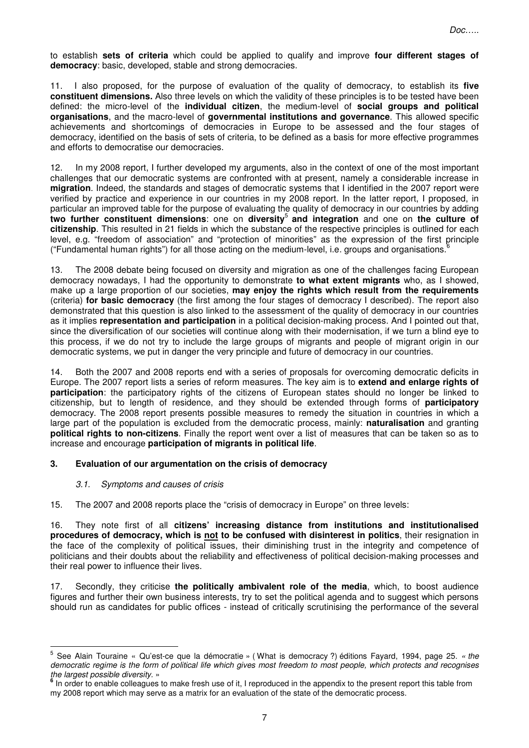to establish **sets of criteria** which could be applied to qualify and improve **four different stages of democracy**: basic, developed, stable and strong democracies.

11. I also proposed, for the purpose of evaluation of the quality of democracy, to establish its **five constituent dimensions.** Also three levels on which the validity of these principles is to be tested have been defined: the micro-level of the **individual citizen**, the medium-level of **social groups and political organisations**, and the macro-level of **governmental institutions and governance**. This allowed specific achievements and shortcomings of democracies in Europe to be assessed and the four stages of democracy, identified on the basis of sets of criteria, to be defined as a basis for more effective programmes and efforts to democratise our democracies.

12. In my 2008 report, I further developed my arguments, also in the context of one of the most important challenges that our democratic systems are confronted with at present, namely a considerable increase in **migration**. Indeed, the standards and stages of democratic systems that I identified in the 2007 report were verified by practice and experience in our countries in my 2008 report. In the latter report, I proposed, in particular an improved table for the purpose of evaluating the quality of democracy in our countries by adding **two further constituent dimensions**: one on **diversity**[5] **and integration** and one on **the culture of citizenship**. This resulted in 21 fields in which the substance of the respective principles is outlined for each level, e.g. "freedom of association" and "protection of minorities" as the expression of the first principle ("Fundamental human rights") for all those acting on the medium-level, i.e. groups and organisations.[6]

13. The 2008 debate being focused on diversity and migration as one of the challenges facing European democracy nowadays, I had the opportunity to demonstrate **to what extent migrants** who, as I showed, make up a large proportion of our societies, **may enjoy the rights which result from the requirements** (criteria) **for basic democracy** (the first among the four stages of democracy I described). The report also demonstrated that this question is also linked to the assessment of the quality of democracy in our countries as it implies **representation and participation** in a political decision-making process. And I pointed out that, since the diversification of our societies will continue along with their modernisation, if we turn a blind eye to this process, if we do not try to include the large groups of migrants and people of migrant origin in our democratic systems, we put in danger the very principle and future of democracy in our countries.

14. Both the 2007 and 2008 reports end with a series of proposals for overcoming democratic deficits in Europe. The 2007 report lists a series of reform measures. The key aim is to **extend and enlarge rights of participation**: the participatory rights of the citizens of European states should no longer be linked to citizenship, but to length of residence, and they should be extended through forms of **participatory** democracy. The 2008 report presents possible measures to remedy the situation in countries in which a large part of the population is excluded from the democratic process, mainly: **naturalisation** and granting **political rights to non-citizens**. Finally the report went over a list of measures that can be taken so as to increase and encourage **participation of migrants in political life**.

## 3. Evaluation of our argumentation on the crisis of democracy

### *3.1. Symptoms and causes of crisis*

15. The 2007 and 2008 reports place the "crisis of democracy in Europe" on three levels:

16. They note first of all **citizens' increasing distance from institutions and institutionalised procedures of democracy, which is <u>not</u> to be confused with disinterest in politics**, their resignation in the face of the complexity of political issues, their diminishing trust in the integrity and competence of politicians and their doubts about the reliability and effectiveness of political decision-making processes and their real power to influence their lives.

17. Secondly, they criticise **the politically ambivalent role of the media**, which, to boost audience figures and further their own business interests, try to set the political agenda and to suggest which persons should run as candidates for public offices - instead of critically scrutinising the performance of the several

---

[5] See Alain Touraine « Qu'est-ce que la démocratie » ( What is democracy ?) éditions Fayard, 1994, page 25. « *the democratic regime is the form of political life which gives most freedom to most people, which protects and recognises the largest possible diversity.* »

[6] In order to enable colleagues to make fresh use of it, I reproduced in the appendix to the present report this table from my 2008 report which may serve as a matrix for an evaluation of the state of the democratic process.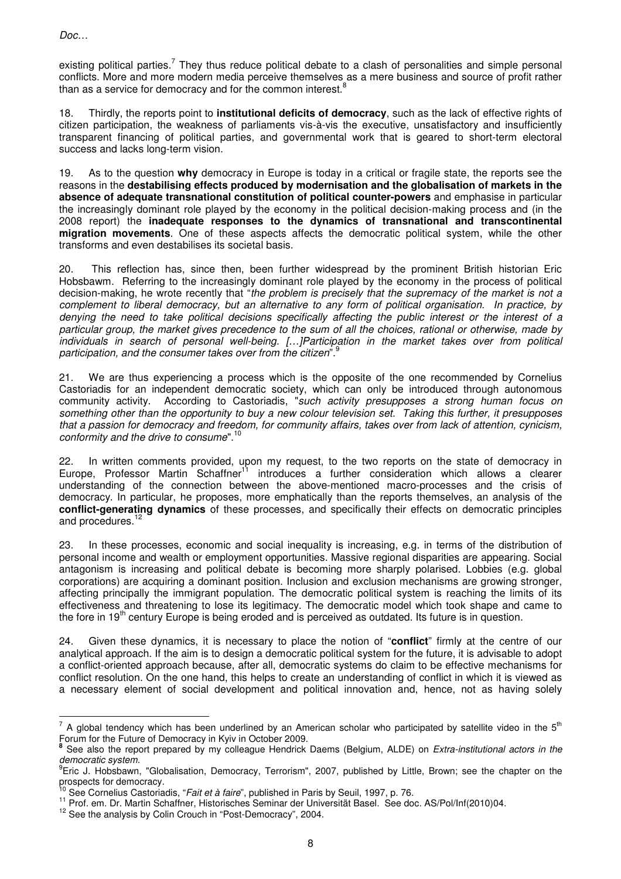existing political parties.[7] They thus reduce political debate to a clash of personalities and simple personal conflicts. More and more modern media perceive themselves as a mere business and source of profit rather than as a service for democracy and for the common interest.[8]

18. Thirdly, the reports point to **institutional deficits of democracy**, such as the lack of effective rights of citizen participation, the weakness of parliaments vis-à-vis the executive, unsatisfactory and insufficiently transparent financing of political parties, and governmental work that is geared to short-term electoral success and lacks long-term vision.

19. As to the question **why** democracy in Europe is today in a critical or fragile state, the reports see the reasons in the **destabilising effects produced by modernisation and the globalisation of markets in the absence of adequate transnational constitution of political counter-powers** and emphasise in particular the increasingly dominant role played by the economy in the political decision-making process and (in the 2008 report) the **inadequate responses to the dynamics of transnational and transcontinental migration movements**. One of these aspects affects the democratic political system, while the other transforms and even destabilises its societal basis.

20. This reflection has, since then, been further widespread by the prominent British historian Eric Hobsbawm. Referring to the increasingly dominant role played by the economy in the process of political decision-making, he wrote recently that "*the problem is precisely that the supremacy of the market is not a complement to liberal democracy, but an alternative to any form of political organisation. In practice, by denying the need to take political decisions specifically affecting the public interest or the interest of a particular group, the market gives precedence to the sum of all the choices, rational or otherwise, made by individuals in search of personal well-being. […]Participation in the market takes over from political participation, and the consumer takes over from the citizen*".[9]

21. We are thus experiencing a process which is the opposite of the one recommended by Cornelius Castoriadis for an independent democratic society, which can only be introduced through autonomous community activity. According to Castoriadis, "*such activity presupposes a strong human focus on something other than the opportunity to buy a new colour television set. Taking this further, it presupposes that a passion for democracy and freedom, for community affairs, takes over from lack of attention, cynicism, conformity and the drive to consume*".[10]

22. In written comments provided, upon my request, to the two reports on the state of democracy in Europe, Professor Martin Schaffner[11] introduces a further consideration which allows a clearer understanding of the connection between the above-mentioned macro-processes and the crisis of democracy. In particular, he proposes, more emphatically than the reports themselves, an analysis of the **conflict-generating dynamics** of these processes, and specifically their effects on democratic principles and procedures.[12]

23. In these processes, economic and social inequality is increasing, e.g. in terms of the distribution of personal income and wealth or employment opportunities. Massive regional disparities are appearing. Social antagonism is increasing and political debate is becoming more sharply polarised. Lobbies (e.g. global corporations) are acquiring a dominant position. Inclusion and exclusion mechanisms are growing stronger, affecting principally the immigrant population. The democratic political system is reaching the limits of its effectiveness and threatening to lose its legitimacy. The democratic model which took shape and came to the fore in 19th century Europe is being eroded and is perceived as outdated. Its future is in question.

24. Given these dynamics, it is necessary to place the notion of "**conflict**" firmly at the centre of our analytical approach. If the aim is to design a democratic political system for the future, it is advisable to adopt a conflict-oriented approach because, after all, democratic systems do claim to be effective mechanisms for conflict resolution. On the one hand, this helps to create an understanding of conflict in which it is viewed as a necessary element of social development and political innovation and, hence, not as having solely

---

[7] A global tendency which has been underlined by an American scholar who participated by satellite video in the 5th Forum for the Future of Democracy in Kyiv in October 2009.

[8] See also the report prepared by my colleague Hendrick Daems (Belgium, ALDE) on *Extra-institutional actors in the democratic system*.

[9] Eric J. Hobsbawm, "Globalisation, Democracy, Terrorism", 2007, published by Little, Brown; see the chapter on the prospects for democracy.

[10] See Cornelius Castoriadis, "*Fait et à faire*", published in Paris by Seuil, 1997, p. 76.

[11] Prof. em. Dr. Martin Schaffner, Historisches Seminar der Universität Basel. See doc. AS/Pol/Inf(2010)04.

[12] See the analysis by Colin Crouch in "Post-Democracy", 2004.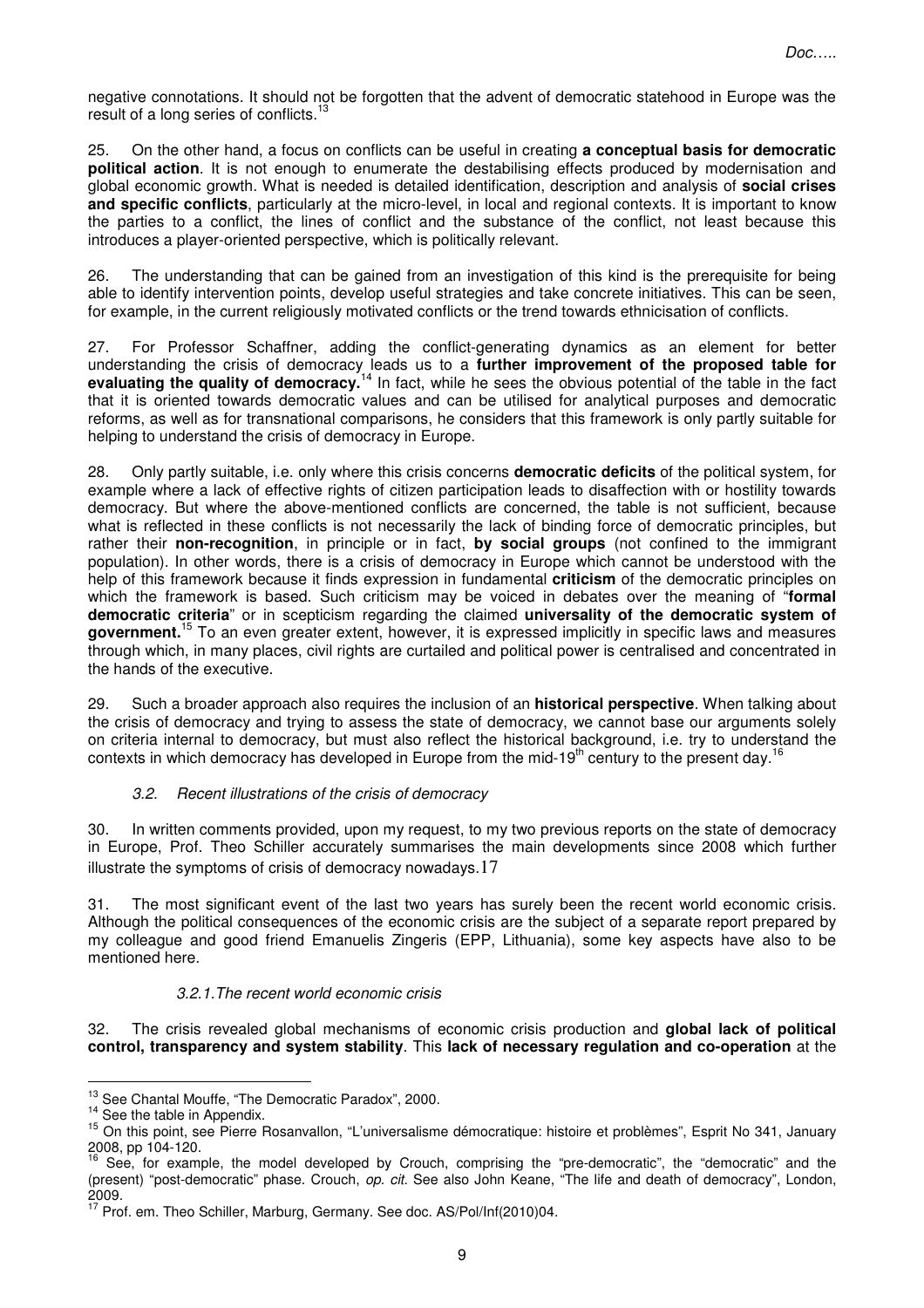negative connotations. It should not be forgotten that the advent of democratic statehood in Europe was the result of a long series of conflicts.[13]

25. On the other hand, a focus on conflicts can be useful in creating **a conceptual basis for democratic political action**. It is not enough to enumerate the destabilising effects produced by modernisation and global economic growth. What is needed is detailed identification, description and analysis of **social crises and specific conflicts**, particularly at the micro-level, in local and regional contexts. It is important to know the parties to a conflict, the lines of conflict and the substance of the conflict, not least because this introduces a player-oriented perspective, which is politically relevant.

26. The understanding that can be gained from an investigation of this kind is the prerequisite for being able to identify intervention points, develop useful strategies and take concrete initiatives. This can be seen, for example, in the current religiously motivated conflicts or the trend towards ethnicisation of conflicts.

27. For Professor Schaffner, adding the conflict-generating dynamics as an element for better understanding the crisis of democracy leads us to a **further improvement of the proposed table for evaluating the quality of democracy.**[14] In fact, while he sees the obvious potential of the table in the fact that it is oriented towards democratic values and can be utilised for analytical purposes and democratic reforms, as well as for transnational comparisons, he considers that this framework is only partly suitable for helping to understand the crisis of democracy in Europe.

28. Only partly suitable, i.e. only where this crisis concerns **democratic deficits** of the political system, for example where a lack of effective rights of citizen participation leads to disaffection with or hostility towards democracy. But where the above-mentioned conflicts are concerned, the table is not sufficient, because what is reflected in these conflicts is not necessarily the lack of binding force of democratic principles, but rather their **non-recognition**, in principle or in fact, **by social groups** (not confined to the immigrant population). In other words, there is a crisis of democracy in Europe which cannot be understood with the help of this framework because it finds expression in fundamental **criticism** of the democratic principles on which the framework is based. Such criticism may be voiced in debates over the meaning of "**formal democratic criteria**" or in scepticism regarding the claimed **universality of the democratic system of government.**[15] To an even greater extent, however, it is expressed implicitly in specific laws and measures through which, in many places, civil rights are curtailed and political power is centralised and concentrated in the hands of the executive.

29. Such a broader approach also requires the inclusion of an **historical perspective**. When talking about the crisis of democracy and trying to assess the state of democracy, we cannot base our arguments solely on criteria internal to democracy, but must also reflect the historical background, i.e. try to understand the contexts in which democracy has developed in Europe from the mid-19th century to the present day.[16]

### *3.2. Recent illustrations of the crisis of democracy*

30. In written comments provided, upon my request, to my two previous reports on the state of democracy in Europe, Prof. Theo Schiller accurately summarises the main developments since 2008 which further illustrate the symptoms of crisis of democracy nowadays.[17]

31. The most significant event of the last two years has surely been the recent world economic crisis. Although the political consequences of the economic crisis are the subject of a separate report prepared by my colleague and good friend Emanuelis Zingeris (EPP, Lithuania), some key aspects have also to be mentioned here.

#### *3.2.1. The recent world economic crisis*

32. The crisis revealed global mechanisms of economic crisis production and **global lack of political control, transparency and system stability**. This **lack of necessary regulation and co-operation** at the

---

[13] See Chantal Mouffe, "The Democratic Paradox", 2000.

[14] See the table in Appendix.

[15] On this point, see Pierre Rosanvallon, "L'universalisme démocratique: histoire et problèmes", Esprit No 341, January 2008, pp 104-120.

[16] See, for example, the model developed by Crouch, comprising the "pre-democratic", the "democratic" and the (present) "post-democratic" phase. Crouch, *op. cit.* See also John Keane, "The life and death of democracy", London, 2009.

[17] Prof. em. Theo Schiller, Marburg, Germany. See doc. AS/Pol/Inf(2010)04.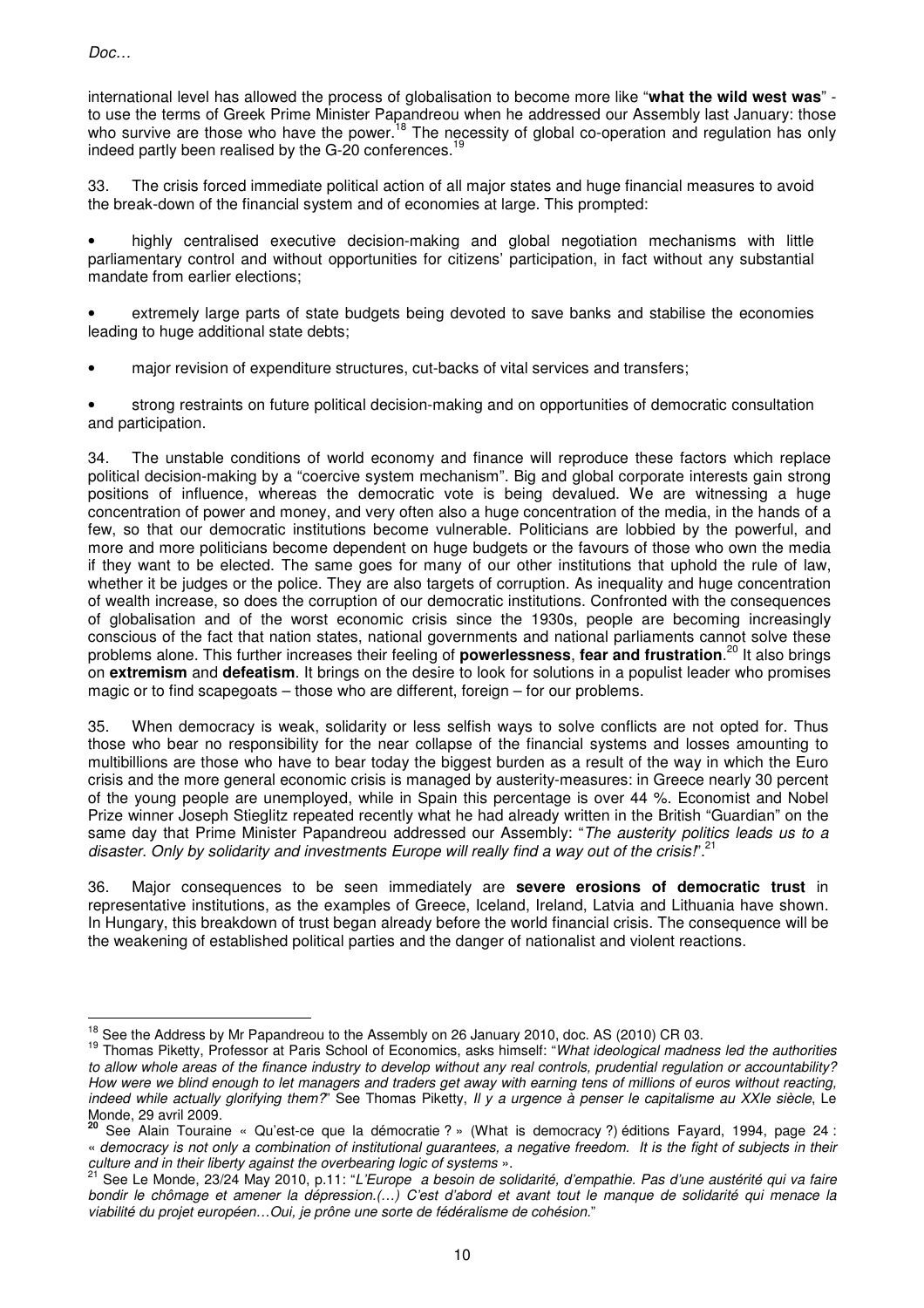international level has allowed the process of globalisation to become more like "**what the wild west was**" - to use the terms of Greek Prime Minister Papandreou when he addressed our Assembly last January: those who survive are those who have the power.[18] The necessity of global co-operation and regulation has only indeed partly been realised by the G-20 conferences.[19]

33. The crisis forced immediate political action of all major states and huge financial measures to avoid the break-down of the financial system and of economies at large. This prompted:

- highly centralised executive decision-making and global negotiation mechanisms with little parliamentary control and without opportunities for citizens' participation, in fact without any substantial mandate from earlier elections;
- extremely large parts of state budgets being devoted to save banks and stabilise the economies leading to huge additional state debts;
- major revision of expenditure structures, cut-backs of vital services and transfers;
- strong restraints on future political decision-making and on opportunities of democratic consultation and participation.

34. The unstable conditions of world economy and finance will reproduce these factors which replace political decision-making by a "coercive system mechanism". Big and global corporate interests gain strong positions of influence, whereas the democratic vote is being devalued. We are witnessing a huge concentration of power and money, and very often also a huge concentration of the media, in the hands of a few, so that our democratic institutions become vulnerable. Politicians are lobbied by the powerful, and more and more politicians become dependent on huge budgets or the favours of those who own the media if they want to be elected. The same goes for many of our other institutions that uphold the rule of law, whether it be judges or the police. They are also targets of corruption. As inequality and huge concentration of wealth increase, so does the corruption of our democratic institutions. Confronted with the consequences of globalisation and of the worst economic crisis since the 1930s, people are becoming increasingly conscious of the fact that nation states, national governments and national parliaments cannot solve these problems alone. This further increases their feeling of **powerlessness**, **fear and frustration**.[20] It also brings on **extremism** and **defeatism**. It brings on the desire to look for solutions in a populist leader who promises magic or to find scapegoats – those who are different, foreign – for our problems.

35. When democracy is weak, solidarity or less selfish ways to solve conflicts are not opted for. Thus those who bear no responsibility for the near collapse of the financial systems and losses amounting to multibillions are those who have to bear today the biggest burden as a result of the way in which the Euro crisis and the more general economic crisis is managed by austerity-measures: in Greece nearly 30 percent of the young people are unemployed, while in Spain this percentage is over 44 %. Economist and Nobel Prize winner Joseph Stieglitz repeated recently what he had already written in the British "Guardian" on the same day that Prime Minister Papandreou addressed our Assembly: "*The austerity politics leads us to a disaster. Only by solidarity and investments Europe will really find a way out of the crisis!*".[21]

36. Major consequences to be seen immediately are **severe erosions of democratic trust** in representative institutions, as the examples of Greece, Iceland, Ireland, Latvia and Lithuania have shown. In Hungary, this breakdown of trust began already before the world financial crisis. The consequence will be the weakening of established political parties and the danger of nationalist and violent reactions.

---

[18] See the Address by Mr Papandreou to the Assembly on 26 January 2010, doc. AS (2010) CR 03.

[19] Thomas Piketty, Professor at Paris School of Economics, asks himself: "*What ideological madness led the authorities to allow whole areas of the finance industry to develop without any real controls, prudential regulation or accountability? How were we blind enough to let managers and traders get away with earning tens of millions of euros without reacting, indeed while actually glorifying them?*" See Thomas Piketty, *Il y a urgence à penser le capitalisme au XXIe siècle*, Le Monde, 29 avril 2009.

[20] See Alain Touraine « Qu'est-ce que la démocratie ? » (What is democracy ?) éditions Fayard, 1994, page 24 : « *democracy is not only a combination of institutional guarantees, a negative freedom. It is the fight of subjects in their culture and in their liberty against the overbearing logic of systems* ».

[21] See Le Monde, 23/24 May 2010, p.11: "*L'Europe a besoin de solidarité, d'empathie. Pas d'une austérité qui va faire bondir le chômage et amener la dépression.(…) C'est d'abord et avant tout le manque de solidarité qui menace la viabilité du projet européen…Oui, je prône une sorte de fédéralisme de cohésion.*"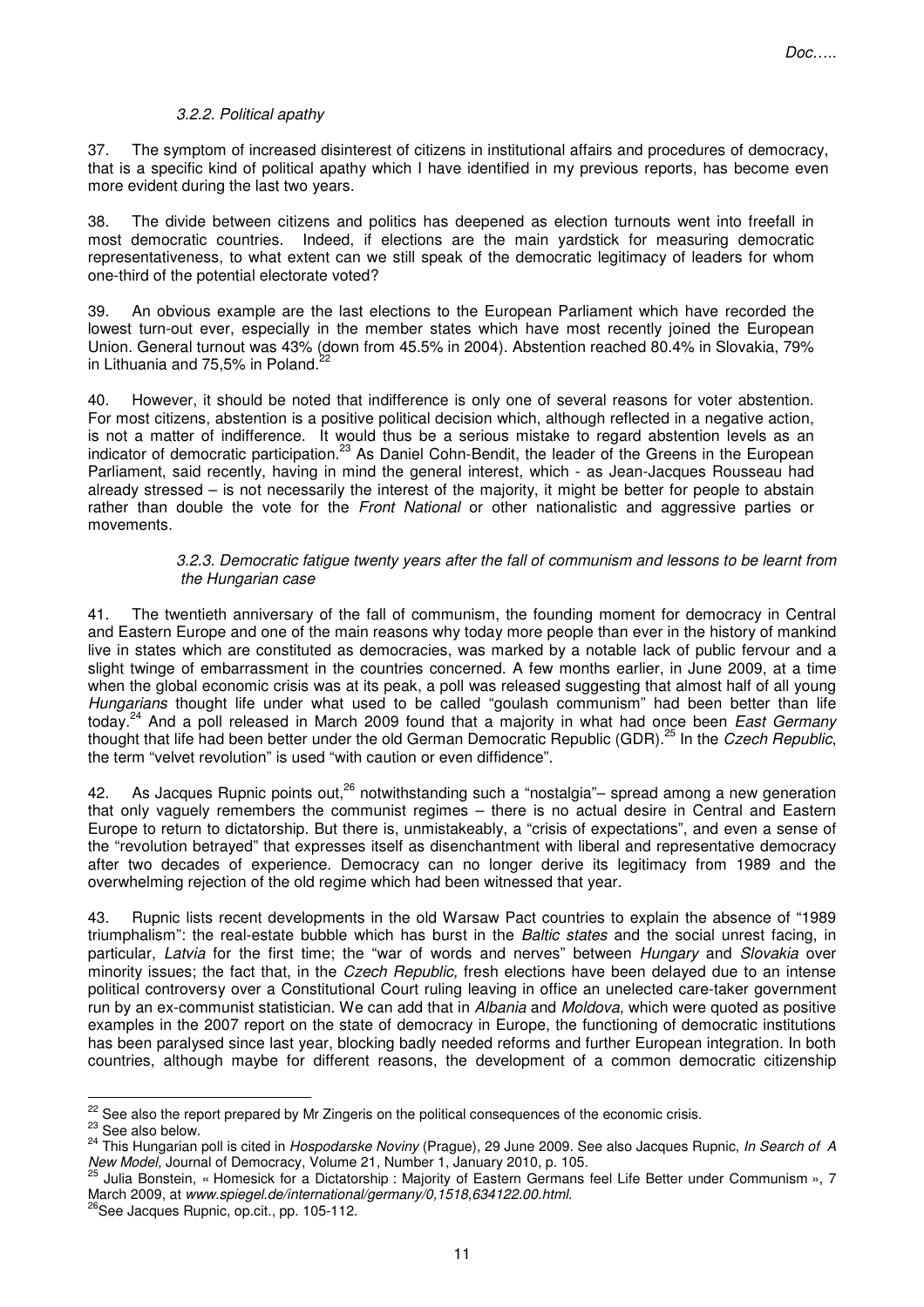*3.2.2. Political apathy*

37. The symptom of increased disinterest of citizens in institutional affairs and procedures of democracy, that is a specific kind of political apathy which I have identified in my previous reports, has become even more evident during the last two years.

38. The divide between citizens and politics has deepened as election turnouts went into freefall in most democratic countries. Indeed, if elections are the main yardstick for measuring democratic representativeness, to what extent can we still speak of the democratic legitimacy of leaders for whom one-third of the potential electorate voted?

39. An obvious example are the last elections to the European Parliament which have recorded the lowest turn-out ever, especially in the member states which have most recently joined the European Union. General turnout was 43% (down from 45.5% in 2004). Abstention reached 80.4% in Slovakia, 79% in Lithuania and 75,5% in Poland.[22]

40. However, it should be noted that indifference is only one of several reasons for voter abstention. For most citizens, abstention is a positive political decision which, although reflected in a negative action, is not a matter of indifference. It would thus be a serious mistake to regard abstention levels as an indicator of democratic participation.[23] As Daniel Cohn-Bendit, the leader of the Greens in the European Parliament, said recently, having in mind the general interest, which - as Jean-Jacques Rousseau had already stressed – is not necessarily the interest of the majority, it might be better for people to abstain rather than double the vote for the *Front National* or other nationalistic and aggressive parties or movements.

*3.2.3. Democratic fatigue twenty years after the fall of communism and lessons to be learnt from the Hungarian case*

41. The twentieth anniversary of the fall of communism, the founding moment for democracy in Central and Eastern Europe and one of the main reasons why today more people than ever in the history of mankind live in states which are constituted as democracies, was marked by a notable lack of public fervour and a slight twinge of embarrassment in the countries concerned. A few months earlier, in June 2009, at a time when the global economic crisis was at its peak, a poll was released suggesting that almost half of all young *Hungarians* thought life under what used to be called "goulash communism" had been better than life today.[24] And a poll released in March 2009 found that a majority in what had once been *East Germany* thought that life had been better under the old German Democratic Republic (GDR).[25] In the *Czech Republic*, the term "velvet revolution" is used "with caution or even diffidence".

42. As Jacques Rupnic points out,[26] notwithstanding such a "nostalgia"– spread among a new generation that only vaguely remembers the communist regimes – there is no actual desire in Central and Eastern Europe to return to dictatorship. But there is, unmistakeably, a "crisis of expectations", and even a sense of the "revolution betrayed" that expresses itself as disenchantment with liberal and representative democracy after two decades of experience. Democracy can no longer derive its legitimacy from 1989 and the overwhelming rejection of the old regime which had been witnessed that year.

43. Rupnic lists recent developments in the old Warsaw Pact countries to explain the absence of "1989 triumphalism": the real-estate bubble which has burst in the *Baltic states* and the social unrest facing, in particular, *Latvia* for the first time; the "war of words and nerves" between *Hungary* and *Slovakia* over minority issues; the fact that, in the *Czech Republic,* fresh elections have been delayed due to an intense political controversy over a Constitutional Court ruling leaving in office an unelected care-taker government run by an ex-communist statistician. We can add that in *Albania* and *Moldova,* which were quoted as positive examples in the 2007 report on the state of democracy in Europe, the functioning of democratic institutions has been paralysed since last year, blocking badly needed reforms and further European integration. In both countries, although maybe for different reasons, the development of a common democratic citizenship

---

[22] See also the report prepared by Mr Zingeris on the political consequences of the economic crisis.

[23] See also below.

[24] This Hungarian poll is cited in *Hospodarske Noviny* (Prague), 29 June 2009. See also Jacques Rupnic, *In Search of A New Model,* Journal of Democracy, Volume 21, Number 1, January 2010, p. 105.

[25] Julia Bonstein, « Homesick for a Dictatorship : Majority of Eastern Germans feel Life Better under Communism », 7 March 2009, at *www.spiegel.de/international/germany/0,1518,634122.00.html.*

[26] See Jacques Rupnic, op.cit., pp. 105-112.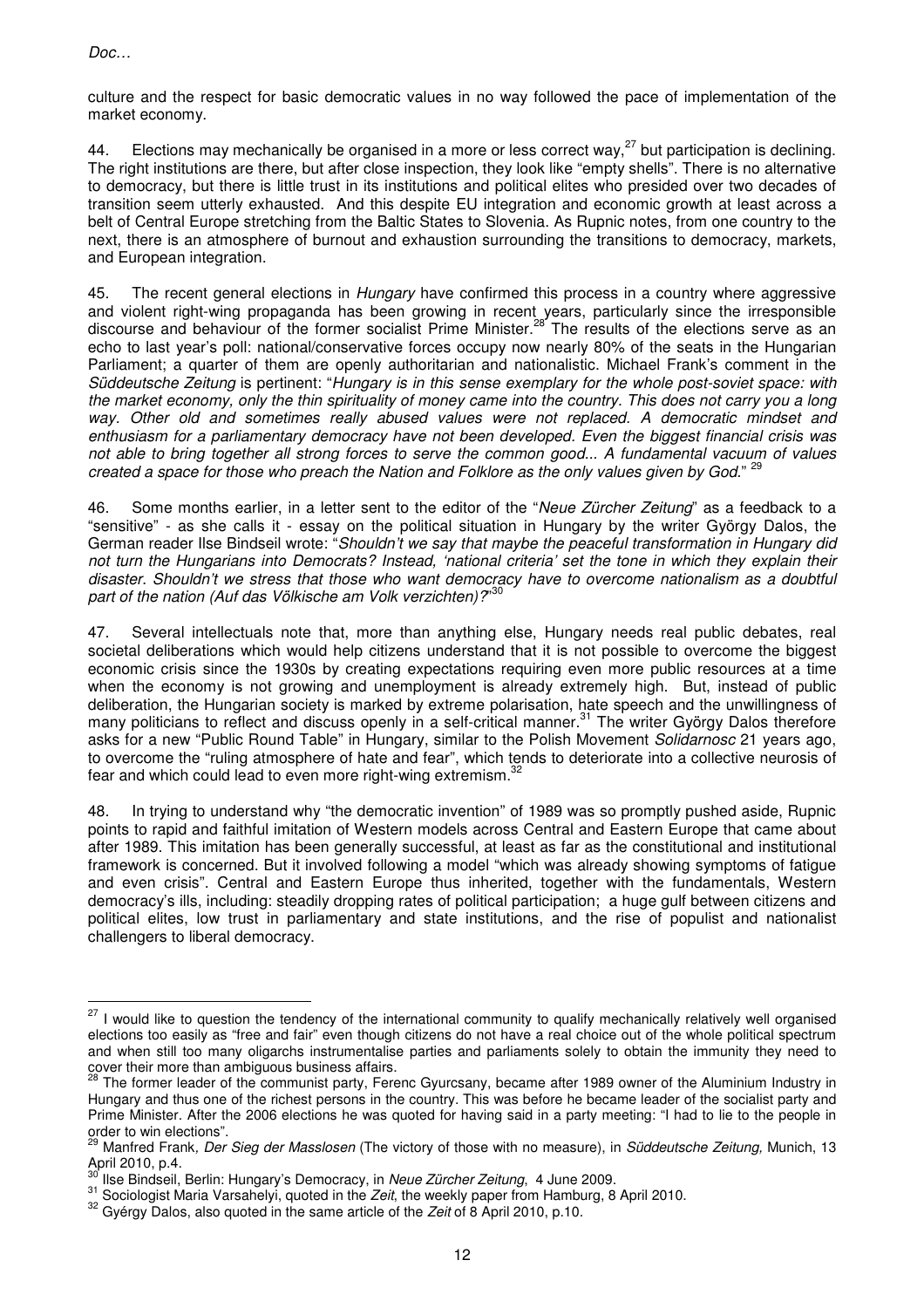culture and the respect for basic democratic values in no way followed the pace of implementation of the market economy.

44. Elections may mechanically be organised in a more or less correct way,[27] but participation is declining. The right institutions are there, but after close inspection, they look like "empty shells". There is no alternative to democracy, but there is little trust in its institutions and political elites who presided over two decades of transition seem utterly exhausted. And this despite EU integration and economic growth at least across a belt of Central Europe stretching from the Baltic States to Slovenia. As Rupnic notes, from one country to the next, there is an atmosphere of burnout and exhaustion surrounding the transitions to democracy, markets, and European integration.

45. The recent general elections in *Hungary* have confirmed this process in a country where aggressive and violent right-wing propaganda has been growing in recent years, particularly since the irresponsible discourse and behaviour of the former socialist Prime Minister.[28] The results of the elections serve as an echo to last year's poll: national/conservative forces occupy now nearly 80% of the seats in the Hungarian Parliament; a quarter of them are openly authoritarian and nationalistic. Michael Frank's comment in the *Süddeutsche Zeitung* is pertinent: "*Hungary is in this sense exemplary for the whole post-soviet space: with the market economy, only the thin spirituality of money came into the country. This does not carry you a long way. Other old and sometimes really abused values were not replaced. A democratic mindset and enthusiasm for a parliamentary democracy have not been developed. Even the biggest financial crisis was not able to bring together all strong forces to serve the common good... A fundamental vacuum of values created a space for those who preach the Nation and Folklore as the only values given by God.*" [29]

46. Some months earlier, in a letter sent to the editor of the "*Neue Zürcher Zeitung*" as a feedback to a "sensitive" - as she calls it - essay on the political situation in Hungary by the writer György Dalos, the German reader Ilse Bindseil wrote: "*Shouldn't we say that maybe the peaceful transformation in Hungary did not turn the Hungarians into Democrats? Instead, 'national criteria' set the tone in which they explain their disaster. Shouldn't we stress that those who want democracy have to overcome nationalism as a doubtful part of the nation (Auf das Völkische am Volk verzichten)?*"[30]

47. Several intellectuals note that, more than anything else, Hungary needs real public debates, real societal deliberations which would help citizens understand that it is not possible to overcome the biggest economic crisis since the 1930s by creating expectations requiring even more public resources at a time when the economy is not growing and unemployment is already extremely high. But, instead of public deliberation, the Hungarian society is marked by extreme polarisation, hate speech and the unwillingness of many politicians to reflect and discuss openly in a self-critical manner.[31] The writer György Dalos therefore asks for a new "Public Round Table" in Hungary, similar to the Polish Movement *Solidarnosc* 21 years ago, to overcome the "ruling atmosphere of hate and fear", which tends to deteriorate into a collective neurosis of fear and which could lead to even more right-wing extremism.[32]

48. In trying to understand why "the democratic invention" of 1989 was so promptly pushed aside, Rupnic points to rapid and faithful imitation of Western models across Central and Eastern Europe that came about after 1989. This imitation has been generally successful, at least as far as the constitutional and institutional framework is concerned. But it involved following a model "which was already showing symptoms of fatigue and even crisis". Central and Eastern Europe thus inherited, together with the fundamentals, Western democracy's ills, including: steadily dropping rates of political participation; a huge gulf between citizens and political elites, low trust in parliamentary and state institutions, and the rise of populist and nationalist challengers to liberal democracy.

---

[27] I would like to question the tendency of the international community to qualify mechanically relatively well organised elections too easily as "free and fair" even though citizens do not have a real choice out of the whole political spectrum and when still too many oligarchs instrumentalise parties and parliaments solely to obtain the immunity they need to cover their more than ambiguous business affairs.

[28] The former leader of the communist party, Ferenc Gyurcsany, became after 1989 owner of the Aluminium Industry in Hungary and thus one of the richest persons in the country. This was before he became leader of the socialist party and Prime Minister. After the 2006 elections he was quoted for having said in a party meeting: "I had to lie to the people in order to win elections".

[29] Manfred Frank*, Der Sieg der Masslosen* (The victory of those with no measure), in *Süddeutsche Zeitung,* Munich, 13 April 2010, p.4.

[30] Ilse Bindseil, Berlin: Hungary's Democracy, in *Neue Zürcher Zeitung*, 4 June 2009.

[31] Sociologist Maria Varsahelyi, quoted in the *Zeit*, the weekly paper from Hamburg, 8 April 2010.

[32] Gyérgy Dalos, also quoted in the same article of the *Zeit* of 8 April 2010, p.10.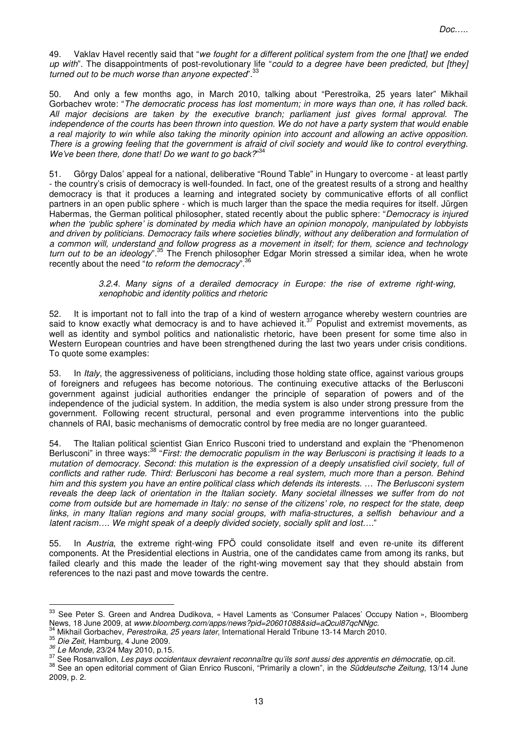49. Vaklav Havel recently said that "*we fought for a different political system from the one [that] we ended up with*". The disappointments of post-revolutionary life "*could to a degree have been predicted, but [they] turned out to be much worse than anyone expected*".[33]

50. And only a few months ago, in March 2010, talking about "Perestroika, 25 years later" Mikhail Gorbachev wrote: "*The democratic process has lost momentum; in more ways than one, it has rolled back. All major decisions are taken by the executive branch; parliament just gives formal approval. The independence of the courts has been thrown into question. We do not have a party system that would enable a real majority to win while also taking the minority opinion into account and allowing an active opposition. There is a growing feeling that the government is afraid of civil society and would like to control everything. We've been there, done that! Do we want to go back?*"[34]

51. Görgy Dalos' appeal for a national, deliberative "Round Table" in Hungary to overcome - at least partly - the country's crisis of democracy is well-founded. In fact, one of the greatest results of a strong and healthy democracy is that it produces a learning and integrated society by communicative efforts of all conflict partners in an open public sphere - which is much larger than the space the media requires for itself. Jürgen Habermas, the German political philosopher, stated recently about the public sphere: "*Democracy is injured when the 'public sphere' is dominated by media which have an opinion monopoly, manipulated by lobbyists and driven by politicians. Democracy fails where societies blindly, without any deliberation and formulation of a common will, understand and follow progress as a movement in itself; for them, science and technology turn out to be an ideology*".[35] The French philosopher Edgar Morin stressed a similar idea, when he wrote recently about the need "*to reform the democracy*".[36]

*3.2.4. Many signs of a derailed democracy in Europe: the rise of extreme right-wing, xenophobic and identity politics and rhetoric*

52. It is important not to fall into the trap of a kind of western arrogance whereby western countries are said to know exactly what democracy is and to have achieved it.[37] Populist and extremist movements, as well as identity and symbol politics and nationalistic rhetoric, have been present for some time also in Western European countries and have been strengthened during the last two years under crisis conditions. To quote some examples:

53. In *Italy*, the aggressiveness of politicians, including those holding state office, against various groups of foreigners and refugees has become notorious. The continuing executive attacks of the Berlusconi government against judicial authorities endanger the principle of separation of powers and of the independence of the judicial system. In addition, the media system is also under strong pressure from the government. Following recent structural, personal and even programme interventions into the public channels of RAI, basic mechanisms of democratic control by free media are no longer guaranteed.

54. The Italian political scientist Gian Enrico Rusconi tried to understand and explain the "Phenomenon Berlusconi" in three ways:[38] "*First: the democratic populism in the way Berlusconi is practising it leads to a mutation of democracy. Second: this mutation is the expression of a deeply unsatisfied civil society, full of conflicts and rather rude. Third: Berlusconi has become a real system, much more than a person. Behind him and this system you have an entire political class which defends its interests. … The Berlusconi system reveals the deep lack of orientation in the Italian society. Many societal illnesses we suffer from do not come from outside but are homemade in Italy: no sense of the citizens' role, no respect for the state, deep links, in many Italian regions and many social groups, with mafia-structures, a selfish behaviour and a latent racism…. We might speak of a deeply divided society, socially split and lost….*"

55. In *Austria*, the extreme right-wing FPÖ could consolidate itself and even re-unite its different components. At the Presidential elections in Austria, one of the candidates came from among its ranks, but failed clearly and this made the leader of the right-wing movement say that they should abstain from references to the nazi past and move towards the centre.

---

[33] See Peter S. Green and Andrea Dudikova, « Havel Laments as 'Consumer Palaces' Occupy Nation », Bloomberg News, 18 June 2009, at *www.bloomberg.com/apps/news?pid=20601088&sid=aQcuI87qcNNgc.*

[34] Mikhail Gorbachev, *Perestroika, 25 years later*, International Herald Tribune 13-14 March 2010.

[35] *Die Zeit*, Hamburg, 4 June 2009.

[36] *Le Monde*, 23/24 May 2010, p.15.

[37] See Rosanvallon, *Les pays occidentaux devraient reconnaître qu'ils sont aussi des apprentis en démocratie,* op.cit.

[38] See an open editorial comment of Gian Enrico Rusconi, "Primarily a clown", in the *Süddeutsche Zeitung*, 13/14 June 2009, p. 2.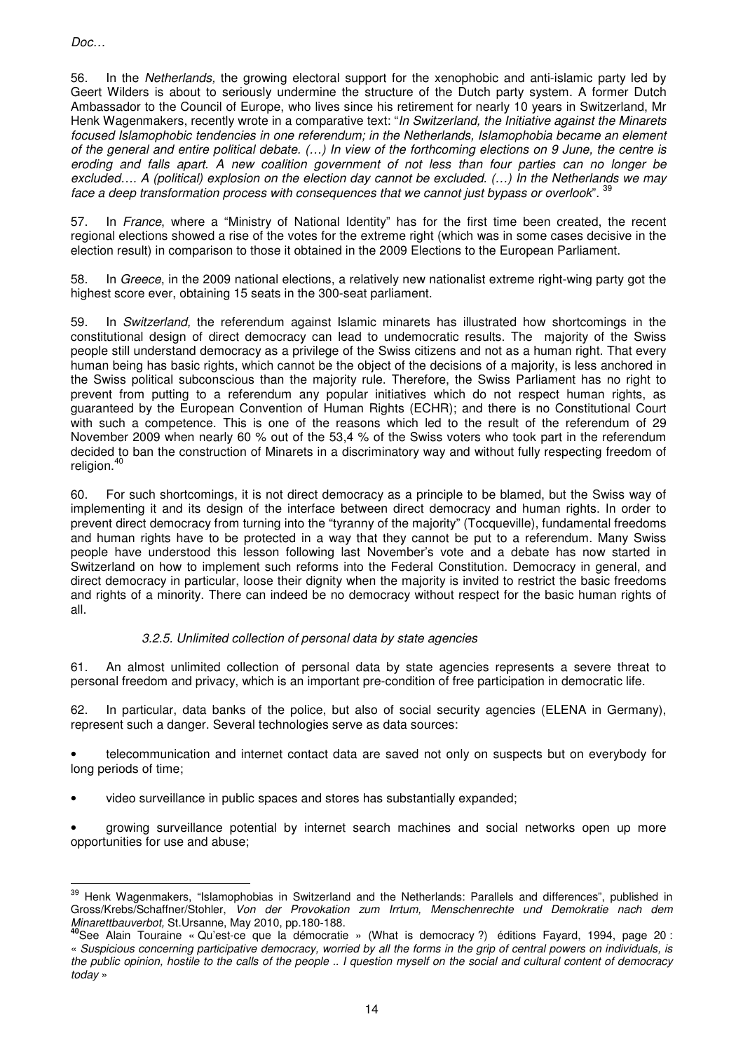*Doc…*

56. In the *Netherlands,* the growing electoral support for the xenophobic and anti-islamic party led by Geert Wilders is about to seriously undermine the structure of the Dutch party system. A former Dutch Ambassador to the Council of Europe, who lives since his retirement for nearly 10 years in Switzerland, Mr Henk Wagenmakers, recently wrote in a comparative text: "*In Switzerland, the Initiative against the Minarets focused Islamophobic tendencies in one referendum; in the Netherlands, Islamophobia became an element of the general and entire political debate. (…) In view of the forthcoming elections on 9 June, the centre is eroding and falls apart. A new coalition government of not less than four parties can no longer be excluded…. A (political) explosion on the election day cannot be excluded. (…) In the Netherlands we may face a deep transformation process with consequences that we cannot just bypass or overlook*". [39]

57. In *France*, where a "Ministry of National Identity" has for the first time been created, the recent regional elections showed a rise of the votes for the extreme right (which was in some cases decisive in the election result) in comparison to those it obtained in the 2009 Elections to the European Parliament.

58. In *Greece*, in the 2009 national elections, a relatively new nationalist extreme right-wing party got the highest score ever, obtaining 15 seats in the 300-seat parliament.

59. In *Switzerland,* the referendum against Islamic minarets has illustrated how shortcomings in the constitutional design of direct democracy can lead to undemocratic results. The majority of the Swiss people still understand democracy as a privilege of the Swiss citizens and not as a human right. That every human being has basic rights, which cannot be the object of the decisions of a majority, is less anchored in the Swiss political subconscious than the majority rule. Therefore, the Swiss Parliament has no right to prevent from putting to a referendum any popular initiatives which do not respect human rights, as guaranteed by the European Convention of Human Rights (ECHR); and there is no Constitutional Court with such a competence. This is one of the reasons which led to the result of the referendum of 29 November 2009 when nearly 60 % out of the 53,4 % of the Swiss voters who took part in the referendum decided to ban the construction of Minarets in a discriminatory way and without fully respecting freedom of religion.[40]

60. For such shortcomings, it is not direct democracy as a principle to be blamed, but the Swiss way of implementing it and its design of the interface between direct democracy and human rights. In order to prevent direct democracy from turning into the "tyranny of the majority" (Tocqueville), fundamental freedoms and human rights have to be protected in a way that they cannot be put to a referendum. Many Swiss people have understood this lesson following last November's vote and a debate has now started in Switzerland on how to implement such reforms into the Federal Constitution. Democracy in general, and direct democracy in particular, loose their dignity when the majority is invited to restrict the basic freedoms and rights of a minority. There can indeed be no democracy without respect for the basic human rights of all.

### *3.2.5. Unlimited collection of personal data by state agencies*

61. An almost unlimited collection of personal data by state agencies represents a severe threat to personal freedom and privacy, which is an important pre-condition of free participation in democratic life.

62. In particular, data banks of the police, but also of social security agencies (ELENA in Germany), represent such a danger. Several technologies serve as data sources:

- telecommunication and internet contact data are saved not only on suspects but on everybody for long periods of time;
- video surveillance in public spaces and stores has substantially expanded;
- growing surveillance potential by internet search machines and social networks open up more opportunities for use and abuse;

---

[39] Henk Wagenmakers, "Islamophobias in Switzerland and the Netherlands: Parallels and differences", published in Gross/Krebs/Schaffner/Stohler, *Von der Provokation zum Irrtum, Menschenrechte und Demokratie nach dem Minarettbauverbot,* St.Ursanne, May 2010, pp.180-188.

[40] See Alain Touraine « Qu'est-ce que la démocratie » (What is democracy ?) éditions Fayard, 1994, page 20 : « *Suspicious concerning participative democracy, worried by all the forms in the grip of central powers on individuals, is the public opinion, hostile to the calls of the people .. I question myself on the social and cultural content of democracy today* »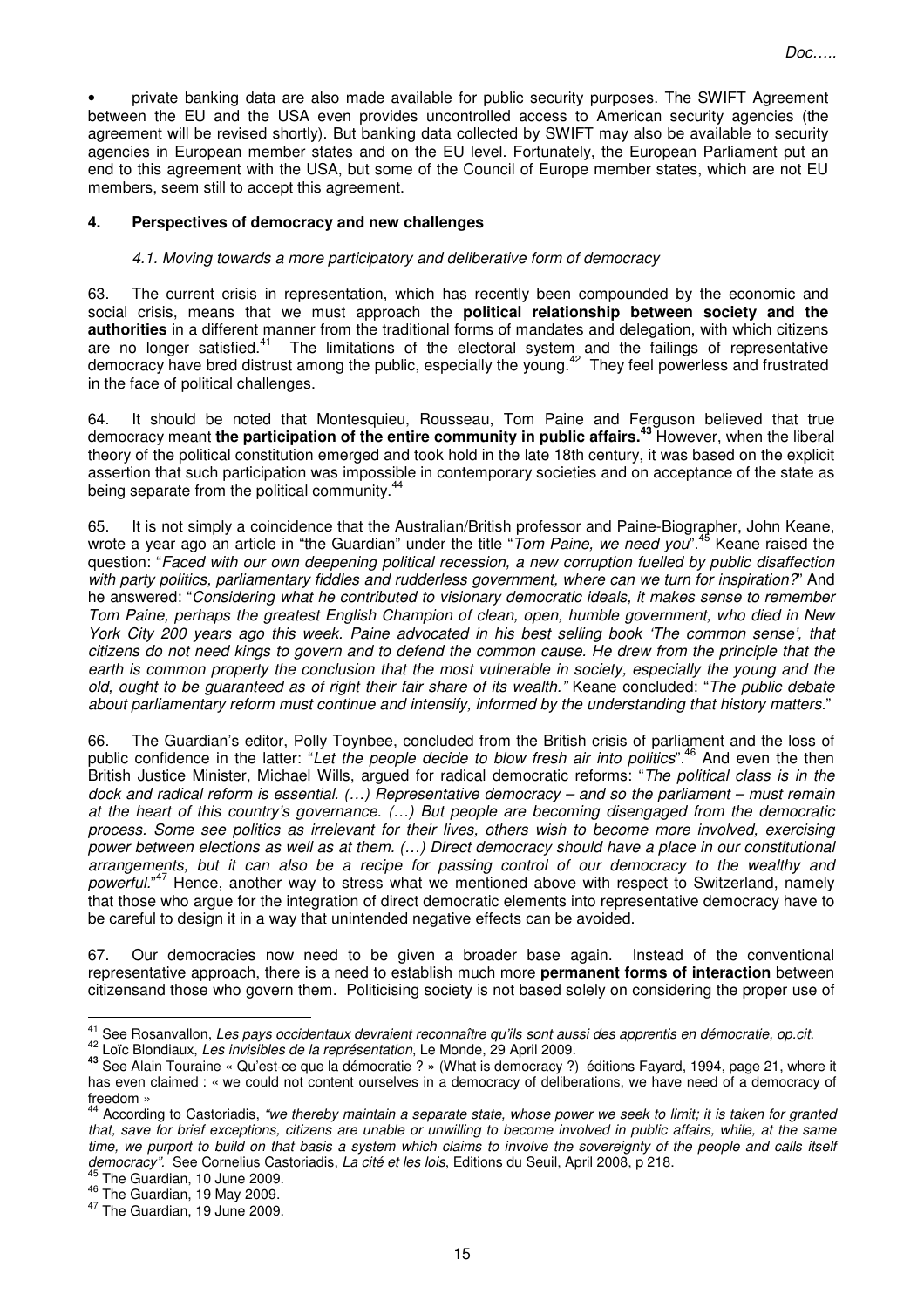• private banking data are also made available for public security purposes. The SWIFT Agreement between the EU and the USA even provides uncontrolled access to American security agencies (the agreement will be revised shortly). But banking data collected by SWIFT may also be available to security agencies in European member states and on the EU level. Fortunately, the European Parliament put an end to this agreement with the USA, but some of the Council of Europe member states, which are not EU members, seem still to accept this agreement.

## 4. Perspectives of democracy and new challenges

### *4.1. Moving towards a more participatory and deliberative form of democracy*

63. The current crisis in representation, which has recently been compounded by the economic and social crisis, means that we must approach the **political relationship between society and the authorities** in a different manner from the traditional forms of mandates and delegation, with which citizens are no longer satisfied.[41] The limitations of the electoral system and the failings of representative democracy have bred distrust among the public, especially the young.[42] They feel powerless and frustrated in the face of political challenges.

64. It should be noted that Montesquieu, Rousseau, Tom Paine and Ferguson believed that true democracy meant **the participation of the entire community in public affairs.**[43] However, when the liberal theory of the political constitution emerged and took hold in the late 18th century, it was based on the explicit assertion that such participation was impossible in contemporary societies and on acceptance of the state as being separate from the political community.[44]

65. It is not simply a coincidence that the Australian/British professor and Paine-Biographer, John Keane, wrote a year ago an article in "the Guardian" under the title "*Tom Paine, we need you*".[45] Keane raised the question: "*Faced with our own deepening political recession, a new corruption fuelled by public disaffection with party politics, parliamentary fiddles and rudderless government, where can we turn for inspiration?*" And he answered: "*Considering what he contributed to visionary democratic ideals, it makes sense to remember Tom Paine, perhaps the greatest English Champion of clean, open, humble government, who died in New York City 200 years ago this week. Paine advocated in his best selling book 'The common sense', that citizens do not need kings to govern and to defend the common cause. He drew from the principle that the earth is common property the conclusion that the most vulnerable in society, especially the young and the old, ought to be guaranteed as of right their fair share of its wealth."* Keane concluded: "*The public debate about parliamentary reform must continue and intensify, informed by the understanding that history matters*."

66. The Guardian's editor, Polly Toynbee, concluded from the British crisis of parliament and the loss of public confidence in the latter: "*Let the people decide to blow fresh air into politics*".[46] And even the then British Justice Minister, Michael Wills, argued for radical democratic reforms: "*The political class is in the dock and radical reform is essential. (…) Representative democracy – and so the parliament – must remain at the heart of this country's governance. (…) But people are becoming disengaged from the democratic process. Some see politics as irrelevant for their lives, others wish to become more involved, exercising power between elections as well as at them. (…) Direct democracy should have a place in our constitutional arrangements, but it can also be a recipe for passing control of our democracy to the wealthy and powerful.*"[47] Hence, another way to stress what we mentioned above with respect to Switzerland, namely that those who argue for the integration of direct democratic elements into representative democracy have to be careful to design it in a way that unintended negative effects can be avoided.

67. Our democracies now need to be given a broader base again. Instead of the conventional representative approach, there is a need to establish much more **permanent forms of interaction** between citizensand those who govern them. Politicising society is not based solely on considering the proper use of

---

[41] See Rosanvallon, *Les pays occidentaux devraient reconnaître qu'ils sont aussi des apprentis en démocratie, op.cit.*

[42] Loïc Blondiaux, *Les invisibles de la représentation*, Le Monde, 29 April 2009.

**[43]** See Alain Touraine « Qu'est-ce que la démocratie ? » (What is democracy ?) éditions Fayard, 1994, page 21, where it has even claimed : « we could not content ourselves in a democracy of deliberations, we have need of a democracy of freedom »

[44] According to Castoriadis, *"we thereby maintain a separate state, whose power we seek to limit; it is taken for granted that, save for brief exceptions, citizens are unable or unwilling to become involved in public affairs, while, at the same time, we purport to build on that basis a system which claims to involve the sovereignty of the people and calls itself democracy".* See Cornelius Castoriadis, *La cité et les lois*, Editions du Seuil, April 2008, p 218.

[45] The Guardian, 10 June 2009.

[46] The Guardian, 19 May 2009.

[47] The Guardian, 19 June 2009.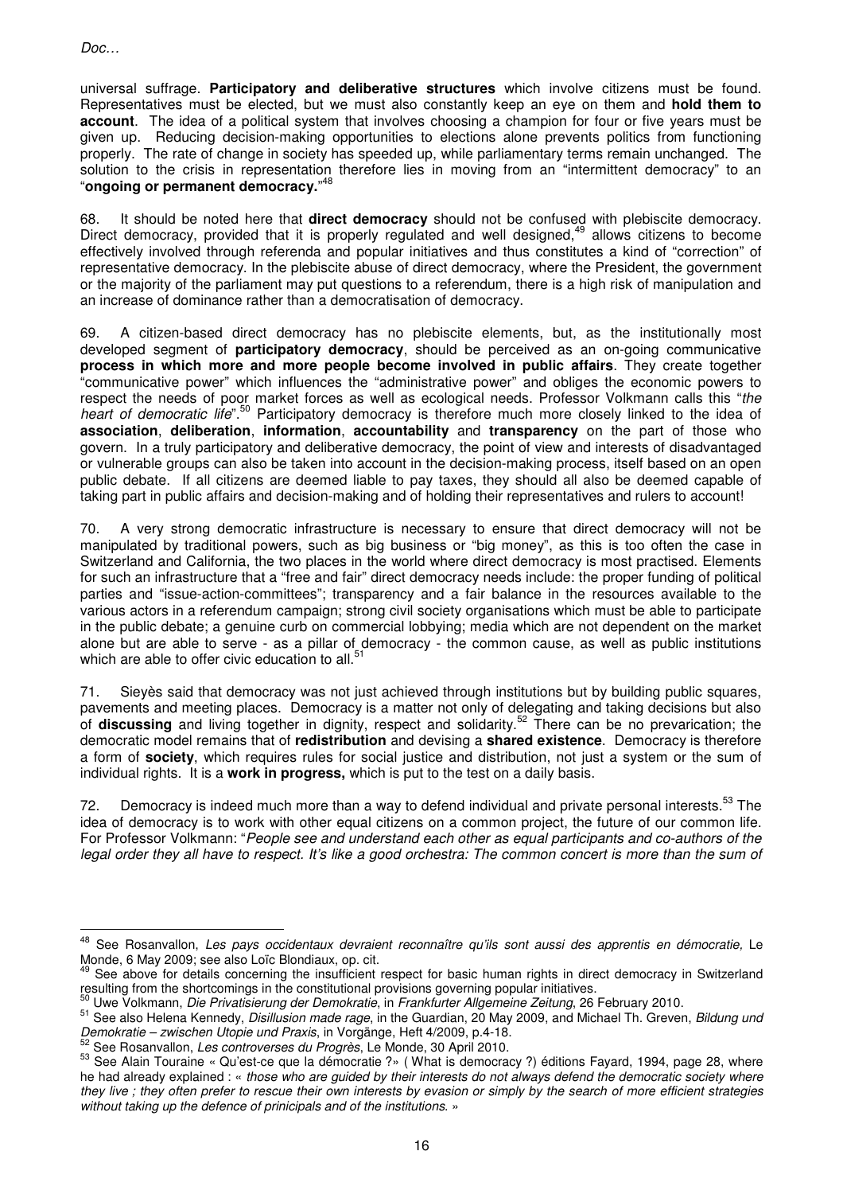universal suffrage. **Participatory and deliberative structures** which involve citizens must be found. Representatives must be elected, but we must also constantly keep an eye on them and **hold them to account**. The idea of a political system that involves choosing a champion for four or five years must be given up. Reducing decision-making opportunities to elections alone prevents politics from functioning properly. The rate of change in society has speeded up, while parliamentary terms remain unchanged. The solution to the crisis in representation therefore lies in moving from an "intermittent democracy" to an "**ongoing or permanent democracy.**"[48]

68. It should be noted here that **direct democracy** should not be confused with plebiscite democracy. Direct democracy, provided that it is properly regulated and well designed,[49] allows citizens to become effectively involved through referenda and popular initiatives and thus constitutes a kind of "correction" of representative democracy. In the plebiscite abuse of direct democracy, where the President, the government or the majority of the parliament may put questions to a referendum, there is a high risk of manipulation and an increase of dominance rather than a democratisation of democracy.

69. A citizen-based direct democracy has no plebiscite elements, but, as the institutionally most developed segment of **participatory democracy**, should be perceived as an on-going communicative **process in which more and more people become involved in public affairs**. They create together "communicative power" which influences the "administrative power" and obliges the economic powers to respect the needs of poor market forces as well as ecological needs. Professor Volkmann calls this "*the heart of democratic life*".[50] Participatory democracy is therefore much more closely linked to the idea of **association**, **deliberation**, **information**, **accountability** and **transparency** on the part of those who govern. In a truly participatory and deliberative democracy, the point of view and interests of disadvantaged or vulnerable groups can also be taken into account in the decision-making process, itself based on an open public debate. If all citizens are deemed liable to pay taxes, they should all also be deemed capable of taking part in public affairs and decision-making and of holding their representatives and rulers to account!

70. A very strong democratic infrastructure is necessary to ensure that direct democracy will not be manipulated by traditional powers, such as big business or "big money", as this is too often the case in Switzerland and California, the two places in the world where direct democracy is most practised. Elements for such an infrastructure that a "free and fair" direct democracy needs include: the proper funding of political parties and "issue-action-committees"; transparency and a fair balance in the resources available to the various actors in a referendum campaign; strong civil society organisations which must be able to participate in the public debate; a genuine curb on commercial lobbying; media which are not dependent on the market alone but are able to serve - as a pillar of democracy - the common cause, as well as public institutions which are able to offer civic education to all.[51]

71. Sieyès said that democracy was not just achieved through institutions but by building public squares, pavements and meeting places. Democracy is a matter not only of delegating and taking decisions but also of **discussing** and living together in dignity, respect and solidarity.[52] There can be no prevarication; the democratic model remains that of **redistribution** and devising a **shared existence**. Democracy is therefore a form of **society**, which requires rules for social justice and distribution, not just a system or the sum of individual rights. It is a **work in progress,** which is put to the test on a daily basis.

72. Democracy is indeed much more than a way to defend individual and private personal interests.[53] The idea of democracy is to work with other equal citizens on a common project, the future of our common life. For Professor Volkmann: "*People see and understand each other as equal participants and co-authors of the legal order they all have to respect. It's like a good orchestra: The common concert is more than the sum of*

---

[48] See Rosanvallon, *Les pays occidentaux devraient reconnaître qu'ils sont aussi des apprentis en démocratie,* Le Monde, 6 May 2009; see also Loïc Blondiaux, op. cit.

[49] See above for details concerning the insufficient respect for basic human rights in direct democracy in Switzerland resulting from the shortcomings in the constitutional provisions governing popular initiatives.

[50] Uwe Volkmann, *Die Privatisierung der Demokratie*, in *Frankfurter Allgemeine Zeitung*, 26 February 2010.

[51] See also Helena Kennedy, *Disillusion made rage*, in the Guardian, 20 May 2009, and Michael Th. Greven, *Bildung und Demokratie – zwischen Utopie und Praxis*, in Vorgänge, Heft 4/2009, p.4-18.

[52] See Rosanvallon, *Les controverses du Progrès*, Le Monde, 30 April 2010.

[53] See Alain Touraine « Qu'est-ce que la démocratie ?» ( What is democracy ?) éditions Fayard, 1994, page 28, where he had already explained : « *those who are guided by their interests do not always defend the democratic society where they live ; they often prefer to rescue their own interests by evasion or simply by the search of more efficient strategies without taking up the defence of prinicipals and of the institutions.* »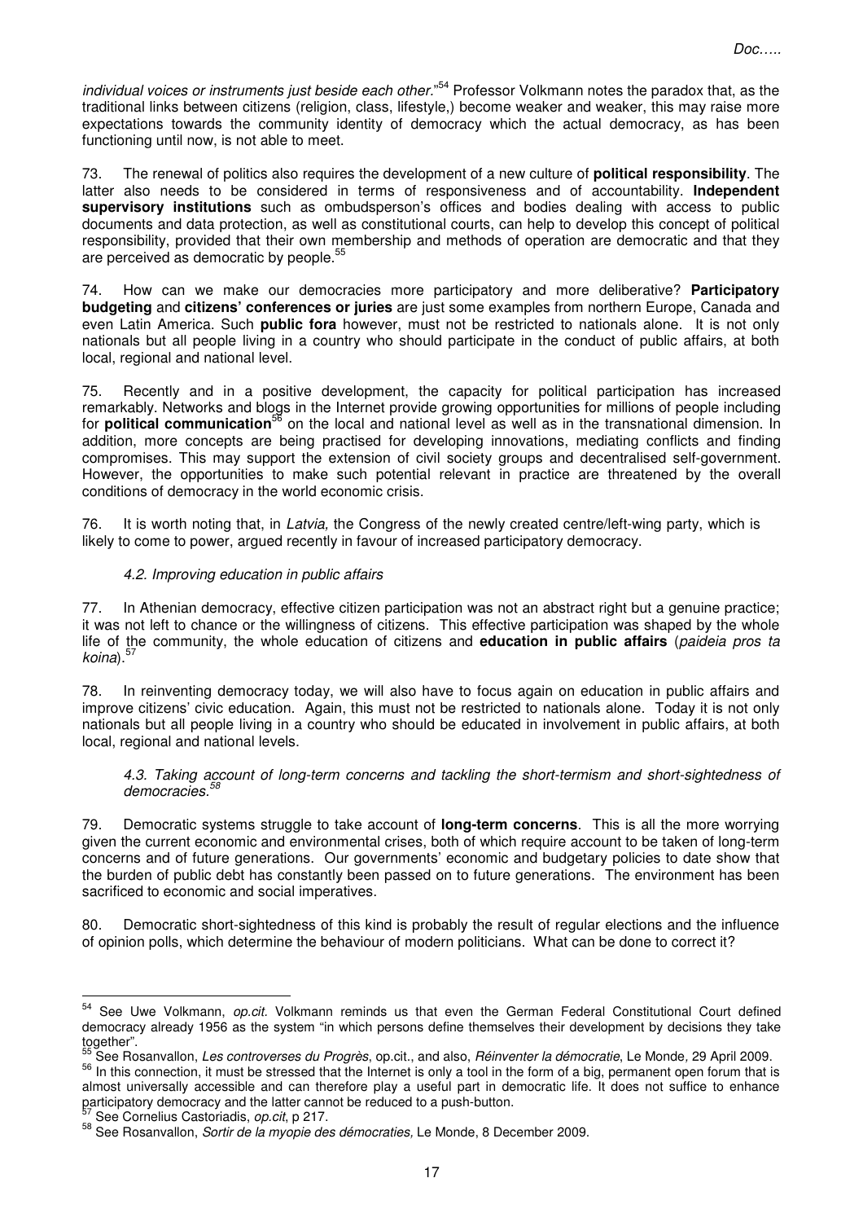*individual voices or instruments just beside each other.*"[54] Professor Volkmann notes the paradox that, as the traditional links between citizens (religion, class, lifestyle,) become weaker and weaker, this may raise more expectations towards the community identity of democracy which the actual democracy, as has been functioning until now, is not able to meet.

73. The renewal of politics also requires the development of a new culture of **political responsibility**. The latter also needs to be considered in terms of responsiveness and of accountability. **Independent supervisory institutions** such as ombudsperson's offices and bodies dealing with access to public documents and data protection, as well as constitutional courts, can help to develop this concept of political responsibility, provided that their own membership and methods of operation are democratic and that they are perceived as democratic by people.[55]

74. How can we make our democracies more participatory and more deliberative? **Participatory budgeting** and **citizens' conferences or juries** are just some examples from northern Europe, Canada and even Latin America. Such **public fora** however, must not be restricted to nationals alone. It is not only nationals but all people living in a country who should participate in the conduct of public affairs, at both local, regional and national level.

75. Recently and in a positive development, the capacity for political participation has increased remarkably. Networks and blogs in the Internet provide growing opportunities for millions of people including for **political communication**[56] on the local and national level as well as in the transnational dimension. In addition, more concepts are being practised for developing innovations, mediating conflicts and finding compromises. This may support the extension of civil society groups and decentralised self-government. However, the opportunities to make such potential relevant in practice are threatened by the overall conditions of democracy in the world economic crisis.

76. It is worth noting that, in *Latvia,* the Congress of the newly created centre/left-wing party, which is likely to come to power, argued recently in favour of increased participatory democracy.

### *4.2. Improving education in public affairs*

77. In Athenian democracy, effective citizen participation was not an abstract right but a genuine practice; it was not left to chance or the willingness of citizens. This effective participation was shaped by the whole life of the community, the whole education of citizens and **education in public affairs** (*paideia pros ta koina*).[57]

78. In reinventing democracy today, we will also have to focus again on education in public affairs and improve citizens' civic education. Again, this must not be restricted to nationals alone. Today it is not only nationals but all people living in a country who should be educated in involvement in public affairs, at both local, regional and national levels.

### *4.3. Taking account of long-term concerns and tackling the short-termism and short-sightedness of democracies.*[58]

79. Democratic systems struggle to take account of **long-term concerns**. This is all the more worrying given the current economic and environmental crises, both of which require account to be taken of long-term concerns and of future generations. Our governments' economic and budgetary policies to date show that the burden of public debt has constantly been passed on to future generations. The environment has been sacrificed to economic and social imperatives.

80. Democratic short-sightedness of this kind is probably the result of regular elections and the influence of opinion polls, which determine the behaviour of modern politicians. What can be done to correct it?

---

[54] See Uwe Volkmann, *op.cit.* Volkmann reminds us that even the German Federal Constitutional Court defined democracy already 1956 as the system "in which persons define themselves their development by decisions they take together".

[55] See Rosanvallon, *Les controverses du Progrès*, op.cit., and also, *Réinventer la démocratie*, Le Monde, 29 April 2009.

[56] In this connection, it must be stressed that the Internet is only a tool in the form of a big, permanent open forum that is almost universally accessible and can therefore play a useful part in democratic life. It does not suffice to enhance participatory democracy and the latter cannot be reduced to a push-button.

[57] See Cornelius Castoriadis, *op.cit*, p 217.

[58] See Rosanvallon, *Sortir de la myopie des démocraties,* Le Monde, 8 December 2009.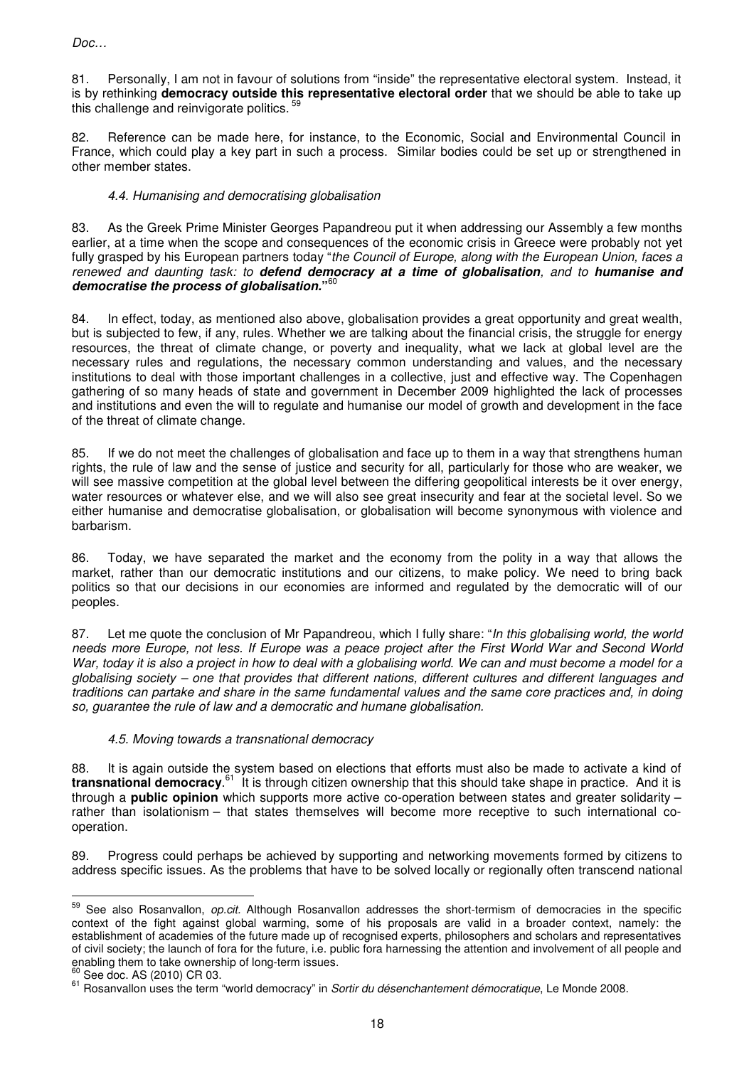*Doc…*

81. Personally, I am not in favour of solutions from "inside" the representative electoral system. Instead, it is by rethinking **democracy outside this representative electoral order** that we should be able to take up this challenge and reinvigorate politics. [59]

82. Reference can be made here, for instance, to the Economic, Social and Environmental Council in France, which could play a key part in such a process. Similar bodies could be set up or strengthened in other member states.

#### *4.4. Humanising and democratising globalisation*

83. As the Greek Prime Minister Georges Papandreou put it when addressing our Assembly a few months earlier, at a time when the scope and consequences of the economic crisis in Greece were probably not yet fully grasped by his European partners today "*the Council of Europe, along with the European Union, faces a renewed and daunting task: to* ***defend democracy at a time of globalisation****, and to* ***humanise and democratise the process of globalisation.***"[60]

84. In effect, today, as mentioned also above, globalisation provides a great opportunity and great wealth, but is subjected to few, if any, rules. Whether we are talking about the financial crisis, the struggle for energy resources, the threat of climate change, or poverty and inequality, what we lack at global level are the necessary rules and regulations, the necessary common understanding and values, and the necessary institutions to deal with those important challenges in a collective, just and effective way. The Copenhagen gathering of so many heads of state and government in December 2009 highlighted the lack of processes and institutions and even the will to regulate and humanise our model of growth and development in the face of the threat of climate change.

85. If we do not meet the challenges of globalisation and face up to them in a way that strengthens human rights, the rule of law and the sense of justice and security for all, particularly for those who are weaker, we will see massive competition at the global level between the differing geopolitical interests be it over energy, water resources or whatever else, and we will also see great insecurity and fear at the societal level. So we either humanise and democratise globalisation, or globalisation will become synonymous with violence and barbarism.

86. Today, we have separated the market and the economy from the polity in a way that allows the market, rather than our democratic institutions and our citizens, to make policy. We need to bring back politics so that our decisions in our economies are informed and regulated by the democratic will of our peoples.

87. Let me quote the conclusion of Mr Papandreou, which I fully share: "*In this globalising world, the world needs more Europe, not less. If Europe was a peace project after the First World War and Second World War, today it is also a project in how to deal with a globalising world. We can and must become a model for a globalising society – one that provides that different nations, different cultures and different languages and traditions can partake and share in the same fundamental values and the same core practices and, in doing so, guarantee the rule of law and a democratic and humane globalisation.*

#### *4.5. Moving towards a transnational democracy*

88. It is again outside the system based on elections that efforts must also be made to activate a kind of **transnational democracy**.[61] It is through citizen ownership that this should take shape in practice. And it is through a **public opinion** which supports more active co-operation between states and greater solidarity – rather than isolationism – that states themselves will become more receptive to such international co-operation.

89. Progress could perhaps be achieved by supporting and networking movements formed by citizens to address specific issues. As the problems that have to be solved locally or regionally often transcend national

---

[59] See also Rosanvallon, *op.cit.* Although Rosanvallon addresses the short-termism of democracies in the specific context of the fight against global warming, some of his proposals are valid in a broader context, namely: the establishment of academies of the future made up of recognised experts, philosophers and scholars and representatives of civil society; the launch of fora for the future, i.e. public fora harnessing the attention and involvement of all people and enabling them to take ownership of long-term issues.

[60] See doc. AS (2010) CR 03.

[61] Rosanvallon uses the term "world democracy" in *Sortir du désenchantement démocratique*, Le Monde 2008.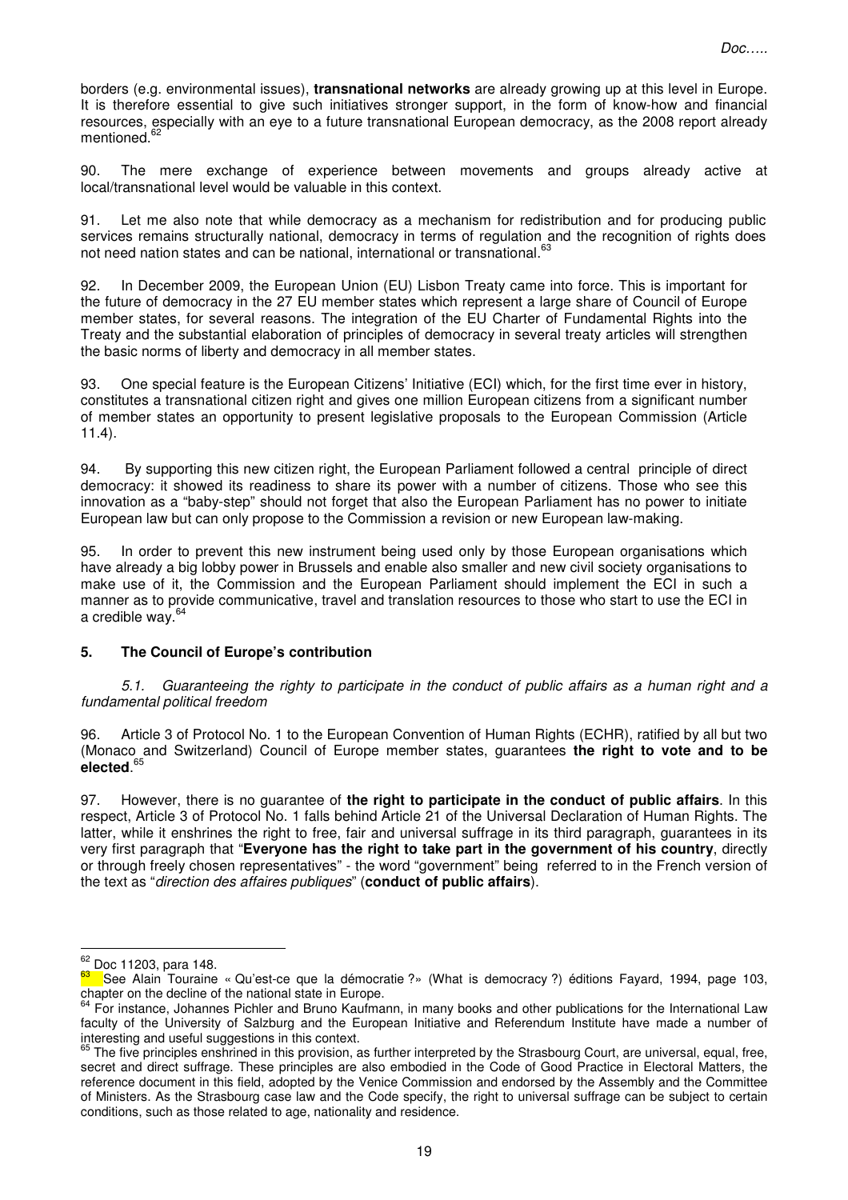borders (e.g. environmental issues), **transnational networks** are already growing up at this level in Europe. It is therefore essential to give such initiatives stronger support, in the form of know-how and financial resources, especially with an eye to a future transnational European democracy, as the 2008 report already mentioned.[62]

90. The mere exchange of experience between movements and groups already active at local/transnational level would be valuable in this context.

91. Let me also note that while democracy as a mechanism for redistribution and for producing public services remains structurally national, democracy in terms of regulation and the recognition of rights does not need nation states and can be national, international or transnational.[63]

92. In December 2009, the European Union (EU) Lisbon Treaty came into force. This is important for the future of democracy in the 27 EU member states which represent a large share of Council of Europe member states, for several reasons. The integration of the EU Charter of Fundamental Rights into the Treaty and the substantial elaboration of principles of democracy in several treaty articles will strengthen the basic norms of liberty and democracy in all member states.

93. One special feature is the European Citizens' Initiative (ECI) which, for the first time ever in history, constitutes a transnational citizen right and gives one million European citizens from a significant number of member states an opportunity to present legislative proposals to the European Commission (Article 11.4).

94. By supporting this new citizen right, the European Parliament followed a central principle of direct democracy: it showed its readiness to share its power with a number of citizens. Those who see this innovation as a "baby-step" should not forget that also the European Parliament has no power to initiate European law but can only propose to the Commission a revision or new European law-making.

95. In order to prevent this new instrument being used only by those European organisations which have already a big lobby power in Brussels and enable also smaller and new civil society organisations to make use of it, the Commission and the European Parliament should implement the ECI in such a manner as to provide communicative, travel and translation resources to those who start to use the ECI in a credible way.[64]

## 5. The Council of Europe's contribution

### *5.1. Guaranteeing the righty to participate in the conduct of public affairs as a human right and a fundamental political freedom*

96. Article 3 of Protocol No. 1 to the European Convention of Human Rights (ECHR), ratified by all but two (Monaco and Switzerland) Council of Europe member states, guarantees **the right to vote and to be elected**.[65]

97. However, there is no guarantee of **the right to participate in the conduct of public affairs**. In this respect, Article 3 of Protocol No. 1 falls behind Article 21 of the Universal Declaration of Human Rights. The latter, while it enshrines the right to free, fair and universal suffrage in its third paragraph, guarantees in its very first paragraph that "**Everyone has the right to take part in the government of his country**, directly or through freely chosen representatives" - the word "government" being referred to in the French version of the text as "*direction des affaires publiques*" (**conduct of public affairs**).

---

[62] Doc 11203, para 148.

[63] See Alain Touraine « Qu'est-ce que la démocratie ?» (What is democracy ?) éditions Fayard, 1994, page 103, chapter on the decline of the national state in Europe.

[64] For instance, Johannes Pichler and Bruno Kaufmann, in many books and other publications for the International Law faculty of the University of Salzburg and the European Initiative and Referendum Institute have made a number of interesting and useful suggestions in this context.

[65] The five principles enshrined in this provision, as further interpreted by the Strasbourg Court, are universal, equal, free, secret and direct suffrage. These principles are also embodied in the Code of Good Practice in Electoral Matters, the reference document in this field, adopted by the Venice Commission and endorsed by the Assembly and the Committee of Ministers. As the Strasbourg case law and the Code specify, the right to universal suffrage can be subject to certain conditions, such as those related to age, nationality and residence.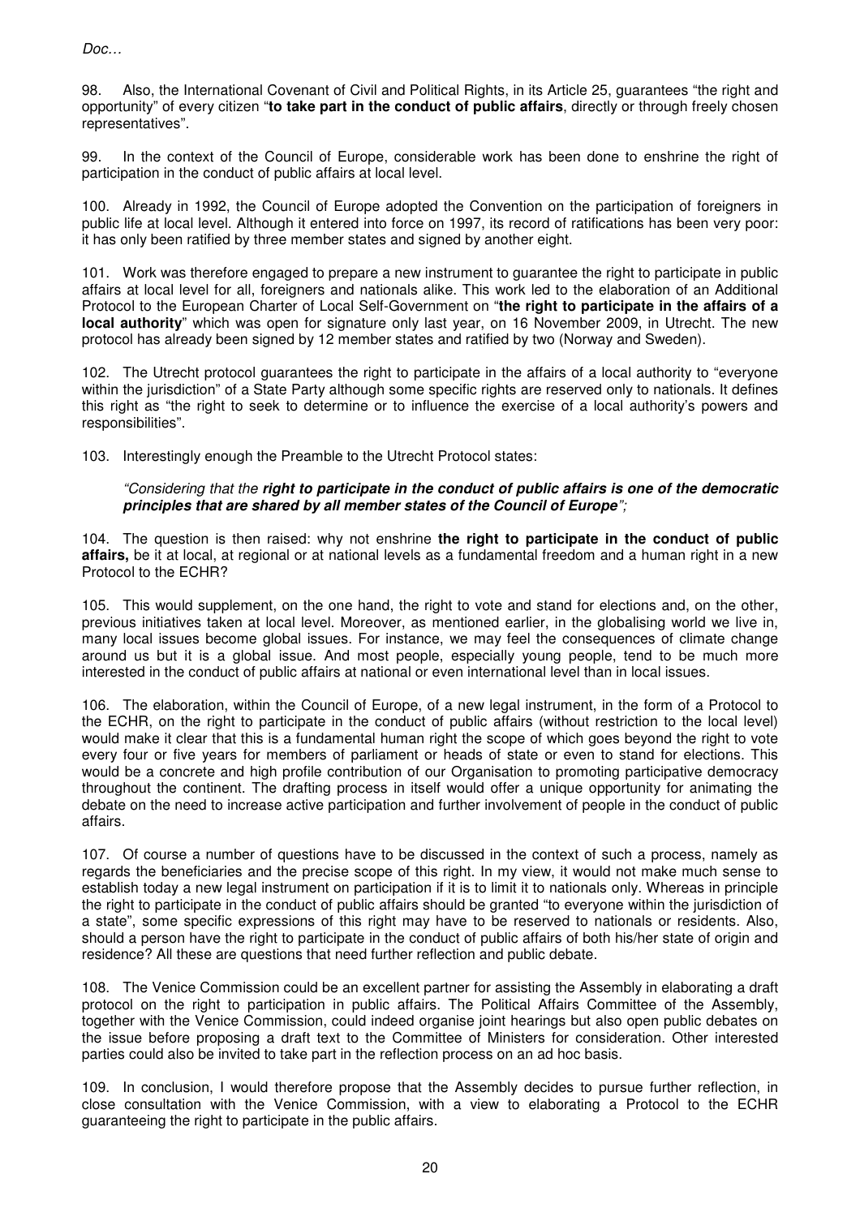98. Also, the International Covenant of Civil and Political Rights, in its Article 25, guarantees "the right and opportunity" of every citizen "**to take part in the conduct of public affairs**, directly or through freely chosen representatives".

99. In the context of the Council of Europe, considerable work has been done to enshrine the right of participation in the conduct of public affairs at local level.

100. Already in 1992, the Council of Europe adopted the Convention on the participation of foreigners in public life at local level. Although it entered into force on 1997, its record of ratifications has been very poor: it has only been ratified by three member states and signed by another eight.

101. Work was therefore engaged to prepare a new instrument to guarantee the right to participate in public affairs at local level for all, foreigners and nationals alike. This work led to the elaboration of an Additional Protocol to the European Charter of Local Self-Government on "**the right to participate in the affairs of a local authority**" which was open for signature only last year, on 16 November 2009, in Utrecht. The new protocol has already been signed by 12 member states and ratified by two (Norway and Sweden).

102. The Utrecht protocol guarantees the right to participate in the affairs of a local authority to "everyone within the jurisdiction" of a State Party although some specific rights are reserved only to nationals. It defines this right as "the right to seek to determine or to influence the exercise of a local authority's powers and responsibilities".

103. Interestingly enough the Preamble to the Utrecht Protocol states:

> *"Considering that the **right to participate in the conduct of public affairs is one of the democratic principles that are shared by all member states of the Council of Europe**";*

104. The question is then raised: why not enshrine **the right to participate in the conduct of public affairs,** be it at local, at regional or at national levels as a fundamental freedom and a human right in a new Protocol to the ECHR?

105. This would supplement, on the one hand, the right to vote and stand for elections and, on the other, previous initiatives taken at local level. Moreover, as mentioned earlier, in the globalising world we live in, many local issues become global issues. For instance, we may feel the consequences of climate change around us but it is a global issue. And most people, especially young people, tend to be much more interested in the conduct of public affairs at national or even international level than in local issues.

106. The elaboration, within the Council of Europe, of a new legal instrument, in the form of a Protocol to the ECHR, on the right to participate in the conduct of public affairs (without restriction to the local level) would make it clear that this is a fundamental human right the scope of which goes beyond the right to vote every four or five years for members of parliament or heads of state or even to stand for elections. This would be a concrete and high profile contribution of our Organisation to promoting participative democracy throughout the continent. The drafting process in itself would offer a unique opportunity for animating the debate on the need to increase active participation and further involvement of people in the conduct of public affairs.

107. Of course a number of questions have to be discussed in the context of such a process, namely as regards the beneficiaries and the precise scope of this right. In my view, it would not make much sense to establish today a new legal instrument on participation if it is to limit it to nationals only. Whereas in principle the right to participate in the conduct of public affairs should be granted "to everyone within the jurisdiction of a state", some specific expressions of this right may have to be reserved to nationals or residents. Also, should a person have the right to participate in the conduct of public affairs of both his/her state of origin and residence? All these are questions that need further reflection and public debate.

108. The Venice Commission could be an excellent partner for assisting the Assembly in elaborating a draft protocol on the right to participation in public affairs. The Political Affairs Committee of the Assembly, together with the Venice Commission, could indeed organise joint hearings but also open public debates on the issue before proposing a draft text to the Committee of Ministers for consideration. Other interested parties could also be invited to take part in the reflection process on an ad hoc basis.

109. In conclusion, I would therefore propose that the Assembly decides to pursue further reflection, in close consultation with the Venice Commission, with a view to elaborating a Protocol to the ECHR guaranteeing the right to participate in the public affairs.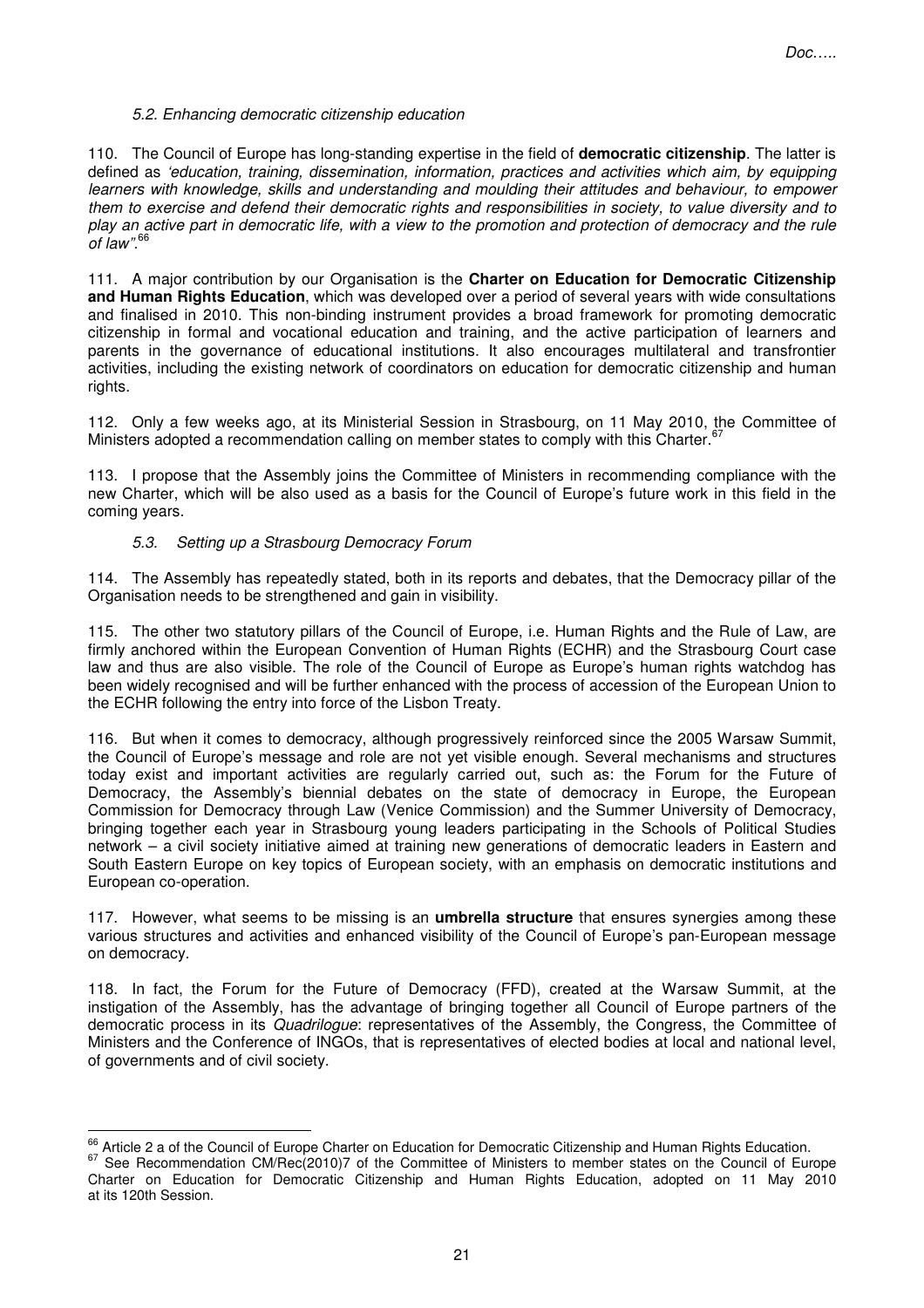### *5.2. Enhancing democratic citizenship education*

110. The Council of Europe has long-standing expertise in the field of **democratic citizenship**. The latter is defined as *'education, training, dissemination, information, practices and activities which aim, by equipping learners with knowledge, skills and understanding and moulding their attitudes and behaviour, to empower them to exercise and defend their democratic rights and responsibilities in society, to value diversity and to play an active part in democratic life, with a view to the promotion and protection of democracy and the rule of law"*.[66]

111. A major contribution by our Organisation is the **Charter on Education for Democratic Citizenship and Human Rights Education**, which was developed over a period of several years with wide consultations and finalised in 2010. This non-binding instrument provides a broad framework for promoting democratic citizenship in formal and vocational education and training, and the active participation of learners and parents in the governance of educational institutions. It also encourages multilateral and transfrontier activities, including the existing network of coordinators on education for democratic citizenship and human rights.

112. Only a few weeks ago, at its Ministerial Session in Strasbourg, on 11 May 2010, the Committee of Ministers adopted a recommendation calling on member states to comply with this Charter.[67]

113. I propose that the Assembly joins the Committee of Ministers in recommending compliance with the new Charter, which will be also used as a basis for the Council of Europe's future work in this field in the coming years.

### *5.3. Setting up a Strasbourg Democracy Forum*

114. The Assembly has repeatedly stated, both in its reports and debates, that the Democracy pillar of the Organisation needs to be strengthened and gain in visibility.

115. The other two statutory pillars of the Council of Europe, i.e. Human Rights and the Rule of Law, are firmly anchored within the European Convention of Human Rights (ECHR) and the Strasbourg Court case law and thus are also visible. The role of the Council of Europe as Europe's human rights watchdog has been widely recognised and will be further enhanced with the process of accession of the European Union to the ECHR following the entry into force of the Lisbon Treaty.

116. But when it comes to democracy, although progressively reinforced since the 2005 Warsaw Summit, the Council of Europe's message and role are not yet visible enough. Several mechanisms and structures today exist and important activities are regularly carried out, such as: the Forum for the Future of Democracy, the Assembly's biennial debates on the state of democracy in Europe, the European Commission for Democracy through Law (Venice Commission) and the Summer University of Democracy, bringing together each year in Strasbourg young leaders participating in the Schools of Political Studies network – a civil society initiative aimed at training new generations of democratic leaders in Eastern and South Eastern Europe on key topics of European society, with an emphasis on democratic institutions and European co-operation.

117. However, what seems to be missing is an **umbrella structure** that ensures synergies among these various structures and activities and enhanced visibility of the Council of Europe's pan-European message on democracy.

118. In fact, the Forum for the Future of Democracy (FFD), created at the Warsaw Summit, at the instigation of the Assembly, has the advantage of bringing together all Council of Europe partners of the democratic process in its *Quadrilogue*: representatives of the Assembly, the Congress, the Committee of Ministers and the Conference of INGOs, that is representatives of elected bodies at local and national level, of governments and of civil society.

---

[66] Article 2 a of the Council of Europe Charter on Education for Democratic Citizenship and Human Rights Education.

[67] See Recommendation CM/Rec(2010)7 of the Committee of Ministers to member states on the Council of Europe Charter on Education for Democratic Citizenship and Human Rights Education, adopted on 11 May 2010 at its 120th Session.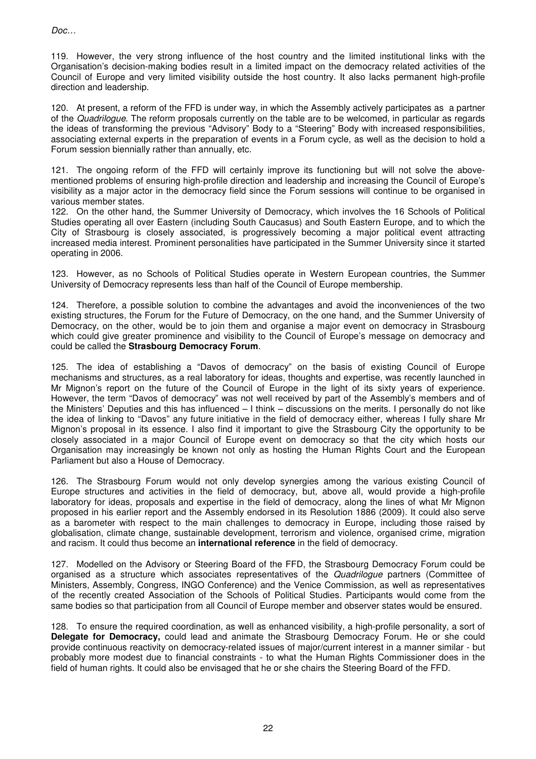119. However, the very strong influence of the host country and the limited institutional links with the Organisation's decision-making bodies result in a limited impact on the democracy related activities of the Council of Europe and very limited visibility outside the host country. It also lacks permanent high-profile direction and leadership.

120. At present, a reform of the FFD is under way, in which the Assembly actively participates as a partner of the *Quadrilogue*. The reform proposals currently on the table are to be welcomed, in particular as regards the ideas of transforming the previous "Advisory" Body to a "Steering" Body with increased responsibilities, associating external experts in the preparation of events in a Forum cycle, as well as the decision to hold a Forum session biennially rather than annually, etc.

121. The ongoing reform of the FFD will certainly improve its functioning but will not solve the above-mentioned problems of ensuring high-profile direction and leadership and increasing the Council of Europe's visibility as a major actor in the democracy field since the Forum sessions will continue to be organised in various member states.

122. On the other hand, the Summer University of Democracy, which involves the 16 Schools of Political Studies operating all over Eastern (including South Caucasus) and South Eastern Europe, and to which the City of Strasbourg is closely associated, is progressively becoming a major political event attracting increased media interest. Prominent personalities have participated in the Summer University since it started operating in 2006.

123. However, as no Schools of Political Studies operate in Western European countries, the Summer University of Democracy represents less than half of the Council of Europe membership.

124. Therefore, a possible solution to combine the advantages and avoid the inconveniences of the two existing structures, the Forum for the Future of Democracy, on the one hand, and the Summer University of Democracy, on the other, would be to join them and organise a major event on democracy in Strasbourg which could give greater prominence and visibility to the Council of Europe's message on democracy and could be called the **Strasbourg Democracy Forum**.

125. The idea of establishing a "Davos of democracy" on the basis of existing Council of Europe mechanisms and structures, as a real laboratory for ideas, thoughts and expertise, was recently launched in Mr Mignon's report on the future of the Council of Europe in the light of its sixty years of experience. However, the term "Davos of democracy" was not well received by part of the Assembly's members and of the Ministers' Deputies and this has influenced – I think – discussions on the merits. I personally do not like the idea of linking to "Davos" any future initiative in the field of democracy either, whereas I fully share Mr Mignon's proposal in its essence. I also find it important to give the Strasbourg City the opportunity to be closely associated in a major Council of Europe event on democracy so that the city which hosts our Organisation may increasingly be known not only as hosting the Human Rights Court and the European Parliament but also a House of Democracy.

126. The Strasbourg Forum would not only develop synergies among the various existing Council of Europe structures and activities in the field of democracy, but, above all, would provide a high-profile laboratory for ideas, proposals and expertise in the field of democracy, along the lines of what Mr Mignon proposed in his earlier report and the Assembly endorsed in its Resolution 1886 (2009). It could also serve as a barometer with respect to the main challenges to democracy in Europe, including those raised by globalisation, climate change, sustainable development, terrorism and violence, organised crime, migration and racism. It could thus become an **international reference** in the field of democracy.

127. Modelled on the Advisory or Steering Board of the FFD, the Strasbourg Democracy Forum could be organised as a structure which associates representatives of the *Quadrilogue* partners (Committee of Ministers, Assembly, Congress, INGO Conference) and the Venice Commission, as well as representatives of the recently created Association of the Schools of Political Studies. Participants would come from the same bodies so that participation from all Council of Europe member and observer states would be ensured.

128. To ensure the required coordination, as well as enhanced visibility, a high-profile personality, a sort of **Delegate for Democracy,** could lead and animate the Strasbourg Democracy Forum. He or she could provide continuous reactivity on democracy-related issues of major/current interest in a manner similar - but probably more modest due to financial constraints - to what the Human Rights Commissioner does in the field of human rights. It could also be envisaged that he or she chairs the Steering Board of the FFD.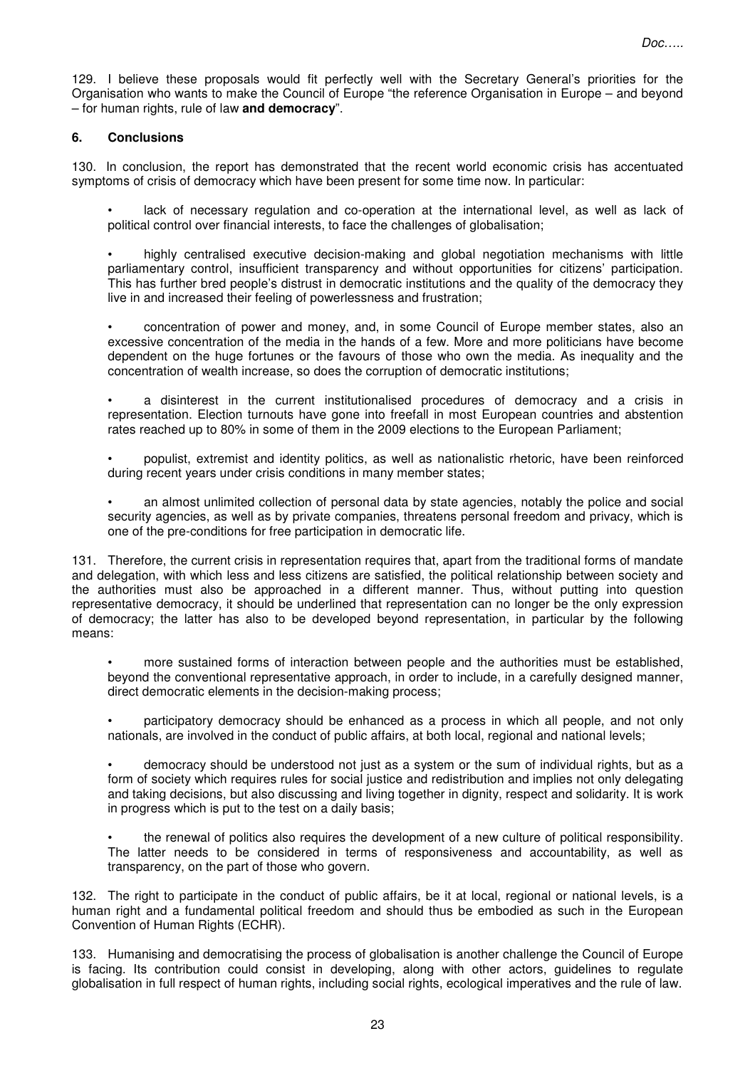129. I believe these proposals would fit perfectly well with the Secretary General's priorities for the Organisation who wants to make the Council of Europe "the reference Organisation in Europe – and beyond – for human rights, rule of law **and democracy**".

## 6. Conclusions

130. In conclusion, the report has demonstrated that the recent world economic crisis has accentuated symptoms of crisis of democracy which have been present for some time now. In particular:

- lack of necessary regulation and co-operation at the international level, as well as lack of political control over financial interests, to face the challenges of globalisation;
- highly centralised executive decision-making and global negotiation mechanisms with little parliamentary control, insufficient transparency and without opportunities for citizens' participation. This has further bred people's distrust in democratic institutions and the quality of the democracy they live in and increased their feeling of powerlessness and frustration;
- concentration of power and money, and, in some Council of Europe member states, also an excessive concentration of the media in the hands of a few. More and more politicians have become dependent on the huge fortunes or the favours of those who own the media. As inequality and the concentration of wealth increase, so does the corruption of democratic institutions;
- a disinterest in the current institutionalised procedures of democracy and a crisis in representation. Election turnouts have gone into freefall in most European countries and abstention rates reached up to 80% in some of them in the 2009 elections to the European Parliament;
- populist, extremist and identity politics, as well as nationalistic rhetoric, have been reinforced during recent years under crisis conditions in many member states;
- an almost unlimited collection of personal data by state agencies, notably the police and social security agencies, as well as by private companies, threatens personal freedom and privacy, which is one of the pre-conditions for free participation in democratic life.

131. Therefore, the current crisis in representation requires that, apart from the traditional forms of mandate and delegation, with which less and less citizens are satisfied, the political relationship between society and the authorities must also be approached in a different manner. Thus, without putting into question representative democracy, it should be underlined that representation can no longer be the only expression of democracy; the latter has also to be developed beyond representation, in particular by the following means:

- more sustained forms of interaction between people and the authorities must be established, beyond the conventional representative approach, in order to include, in a carefully designed manner, direct democratic elements in the decision-making process;
- participatory democracy should be enhanced as a process in which all people, and not only nationals, are involved in the conduct of public affairs, at both local, regional and national levels;
- democracy should be understood not just as a system or the sum of individual rights, but as a form of society which requires rules for social justice and redistribution and implies not only delegating and taking decisions, but also discussing and living together in dignity, respect and solidarity. It is work in progress which is put to the test on a daily basis;
- the renewal of politics also requires the development of a new culture of political responsibility. The latter needs to be considered in terms of responsiveness and accountability, as well as transparency, on the part of those who govern.

132. The right to participate in the conduct of public affairs, be it at local, regional or national levels, is a human right and a fundamental political freedom and should thus be embodied as such in the European Convention of Human Rights (ECHR).

133. Humanising and democratising the process of globalisation is another challenge the Council of Europe is facing. Its contribution could consist in developing, along with other actors, guidelines to regulate globalisation in full respect of human rights, including social rights, ecological imperatives and the rule of law.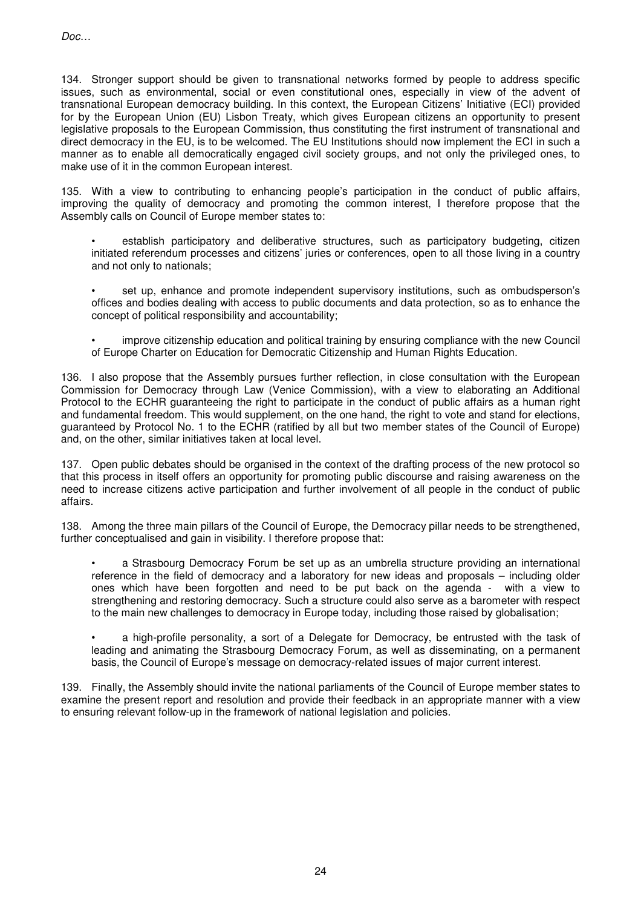134. Stronger support should be given to transnational networks formed by people to address specific issues, such as environmental, social or even constitutional ones, especially in view of the advent of transnational European democracy building. In this context, the European Citizens' Initiative (ECI) provided for by the European Union (EU) Lisbon Treaty, which gives European citizens an opportunity to present legislative proposals to the European Commission, thus constituting the first instrument of transnational and direct democracy in the EU, is to be welcomed. The EU Institutions should now implement the ECI in such a manner as to enable all democratically engaged civil society groups, and not only the privileged ones, to make use of it in the common European interest.

135. With a view to contributing to enhancing people's participation in the conduct of public affairs, improving the quality of democracy and promoting the common interest, I therefore propose that the Assembly calls on Council of Europe member states to:

- establish participatory and deliberative structures, such as participatory budgeting, citizen initiated referendum processes and citizens' juries or conferences, open to all those living in a country and not only to nationals;

- set up, enhance and promote independent supervisory institutions, such as ombudsperson's offices and bodies dealing with access to public documents and data protection, so as to enhance the concept of political responsibility and accountability;

- improve citizenship education and political training by ensuring compliance with the new Council of Europe Charter on Education for Democratic Citizenship and Human Rights Education.

136. I also propose that the Assembly pursues further reflection, in close consultation with the European Commission for Democracy through Law (Venice Commission), with a view to elaborating an Additional Protocol to the ECHR guaranteeing the right to participate in the conduct of public affairs as a human right and fundamental freedom. This would supplement, on the one hand, the right to vote and stand for elections, guaranteed by Protocol No. 1 to the ECHR (ratified by all but two member states of the Council of Europe) and, on the other, similar initiatives taken at local level.

137. Open public debates should be organised in the context of the drafting process of the new protocol so that this process in itself offers an opportunity for promoting public discourse and raising awareness on the need to increase citizens active participation and further involvement of all people in the conduct of public affairs.

138. Among the three main pillars of the Council of Europe, the Democracy pillar needs to be strengthened, further conceptualised and gain in visibility. I therefore propose that:

- a Strasbourg Democracy Forum be set up as an umbrella structure providing an international reference in the field of democracy and a laboratory for new ideas and proposals – including older ones which have been forgotten and need to be put back on the agenda - with a view to strengthening and restoring democracy. Such a structure could also serve as a barometer with respect to the main new challenges to democracy in Europe today, including those raised by globalisation;

- a high-profile personality, a sort of a Delegate for Democracy, be entrusted with the task of leading and animating the Strasbourg Democracy Forum, as well as disseminating, on a permanent basis, the Council of Europe's message on democracy-related issues of major current interest.

139. Finally, the Assembly should invite the national parliaments of the Council of Europe member states to examine the present report and resolution and provide their feedback in an appropriate manner with a view to ensuring relevant follow-up in the framework of national legislation and policies.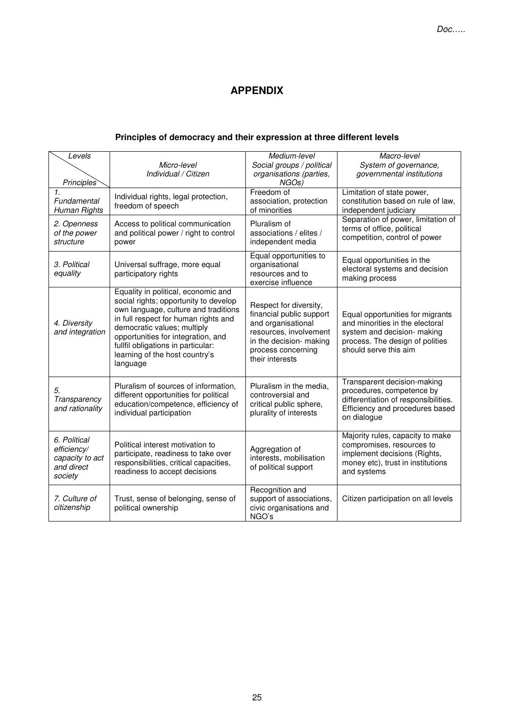# APPENDIX

### Principles of democracy and their expression at three different levels

| *Levels* / *Principles* | *Micro-level Individual / Citizen* | *Medium-level Social groups / political organisations (parties, NGOs)* | *Macro-level System of governance, governmental institutions* |
|---|---|---|---|
| *1. Fundamental Human Rights* | Individual rights, legal protection, freedom of speech | Freedom of association, protection of minorities | Limitation of state power, constitution based on rule of law, independent judiciary |
| *2. Openness of the power structure* | Access to political communication and political power / right to control power | Pluralism of associations / elites / independent media | Separation of power, limitation of terms of office, political competition, control of power |
| *3. Political equality* | Universal suffrage, more equal participatory rights | Equal opportunities to organisational resources and to exercise influence | Equal opportunities in the electoral systems and decision making process |
| *4. Diversity and integration* | Equality in political, economic and social rights; opportunity to develop own language, culture and traditions in full respect for human rights and democratic values; multiply opportunities for integration, and fullfil obligations in particular: learning of the host country's language | Respect for diversity, financial public support and organisational resources, involvement in the decision- making process concerning their interests | Equal opportunities for migrants and minorities in the electoral system and decision- making process. The design of polities should serve this aim |
| *5. Transparency and rationality* | Pluralism of sources of information, different opportunities for political education/competence, efficiency of individual participation | Pluralism in the media, controversial and critical public sphere, plurality of interests | Transparent decision-making procedures, competence by differentiation of responsibilities. Efficiency and procedures based on dialogue |
| *6. Political efficiency/ capacity to act and direct society* | Political interest motivation to participate, readiness to take over responsibilities, critical capacities, readiness to accept decisions | Aggregation of interests, mobilisation of political support | Majority rules, capacity to make compromises, resources to implement decisions (Rights, money etc), trust in institutions and systems |
| *7. Culture of citizenship* | Trust, sense of belonging, sense of political ownership | Recognition and support of associations, civic organisations and NGO's | Citizen participation on all levels |